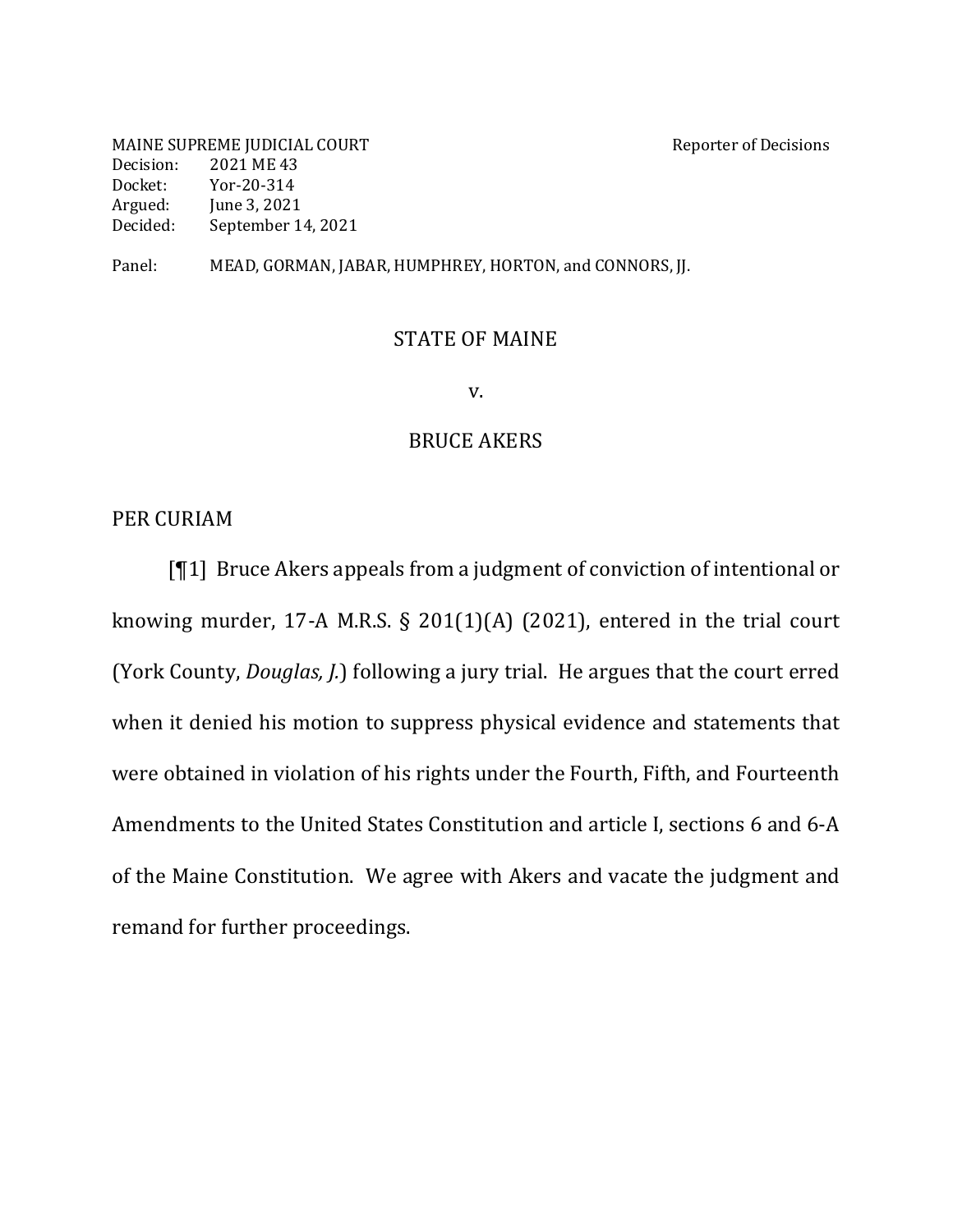MAINE SUPREME JUDICIAL COURT Reporter of Decisions
Decision: 2021 ME 43
Docket: Yor-20-314
Argued: June 3, 2021
Decided: September 14, 2021

Panel: MEAD, GORMAN, JABAR, HUMPHREY, HORTON, and CONNORS, JJ.

STATE OF MAINE

v.

BRUCE AKERS

PER CURIAM

[¶1] Bruce Akers appeals from a judgment of conviction of intentional or knowing murder, 17-A M.R.S. § 201(1)(A) (2021), entered in the trial court (York County, *Douglas, J.*) following a jury trial. He argues that the court erred when it denied his motion to suppress physical evidence and statements that were obtained in violation of his rights under the Fourth, Fifth, and Fourteenth Amendments to the United States Constitution and article I, sections 6 and 6-A of the Maine Constitution. We agree with Akers and vacate the judgment and remand for further proceedings.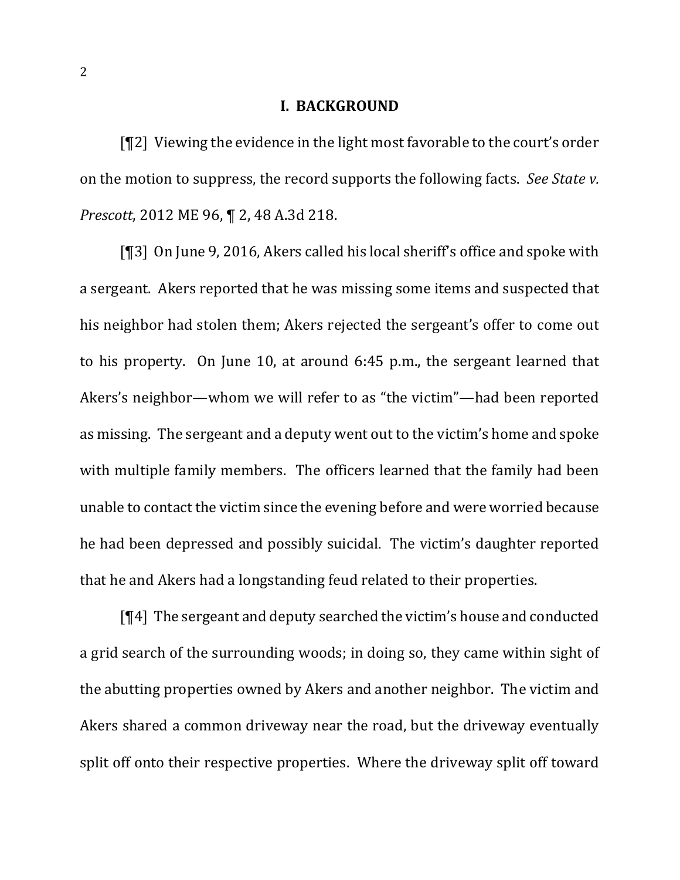## I. BACKGROUND

[¶2] Viewing the evidence in the light most favorable to the court's order on the motion to suppress, the record supports the following facts. *See State v. Prescott*, 2012 ME 96, ¶ 2, 48 A.3d 218.

[¶3] On June 9, 2016, Akers called his local sheriff's office and spoke with a sergeant. Akers reported that he was missing some items and suspected that his neighbor had stolen them; Akers rejected the sergeant's offer to come out to his property. On June 10, at around 6:45 p.m., the sergeant learned that Akers's neighbor—whom we will refer to as "the victim"—had been reported as missing. The sergeant and a deputy went out to the victim's home and spoke with multiple family members. The officers learned that the family had been unable to contact the victim since the evening before and were worried because he had been depressed and possibly suicidal. The victim's daughter reported that he and Akers had a longstanding feud related to their properties.

[¶4] The sergeant and deputy searched the victim's house and conducted a grid search of the surrounding woods; in doing so, they came within sight of the abutting properties owned by Akers and another neighbor. The victim and Akers shared a common driveway near the road, but the driveway eventually split off onto their respective properties. Where the driveway split off toward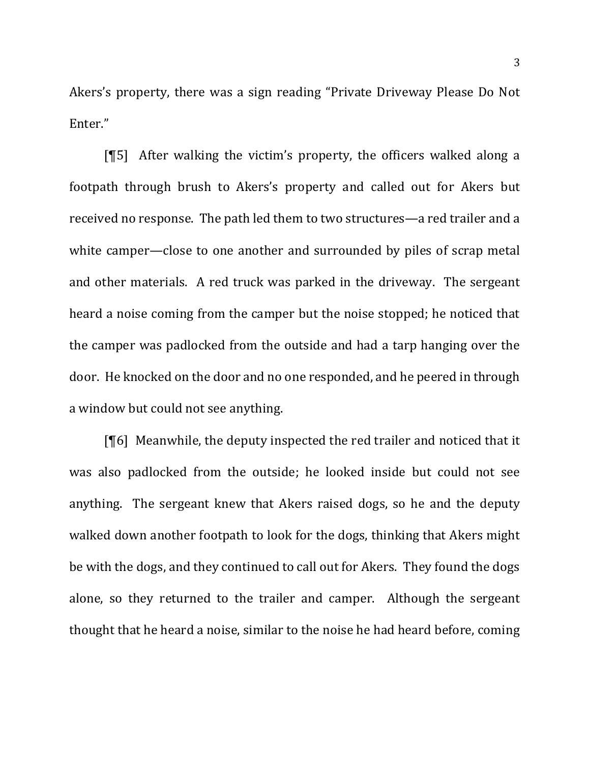Akers's property, there was a sign reading "Private Driveway Please Do Not Enter."

[¶5] After walking the victim's property, the officers walked along a footpath through brush to Akers's property and called out for Akers but received no response. The path led them to two structures—a red trailer and a white camper—close to one another and surrounded by piles of scrap metal and other materials. A red truck was parked in the driveway. The sergeant heard a noise coming from the camper but the noise stopped; he noticed that the camper was padlocked from the outside and had a tarp hanging over the door. He knocked on the door and no one responded, and he peered in through a window but could not see anything.

[¶6] Meanwhile, the deputy inspected the red trailer and noticed that it was also padlocked from the outside; he looked inside but could not see anything. The sergeant knew that Akers raised dogs, so he and the deputy walked down another footpath to look for the dogs, thinking that Akers might be with the dogs, and they continued to call out for Akers. They found the dogs alone, so they returned to the trailer and camper. Although the sergeant thought that he heard a noise, similar to the noise he had heard before, coming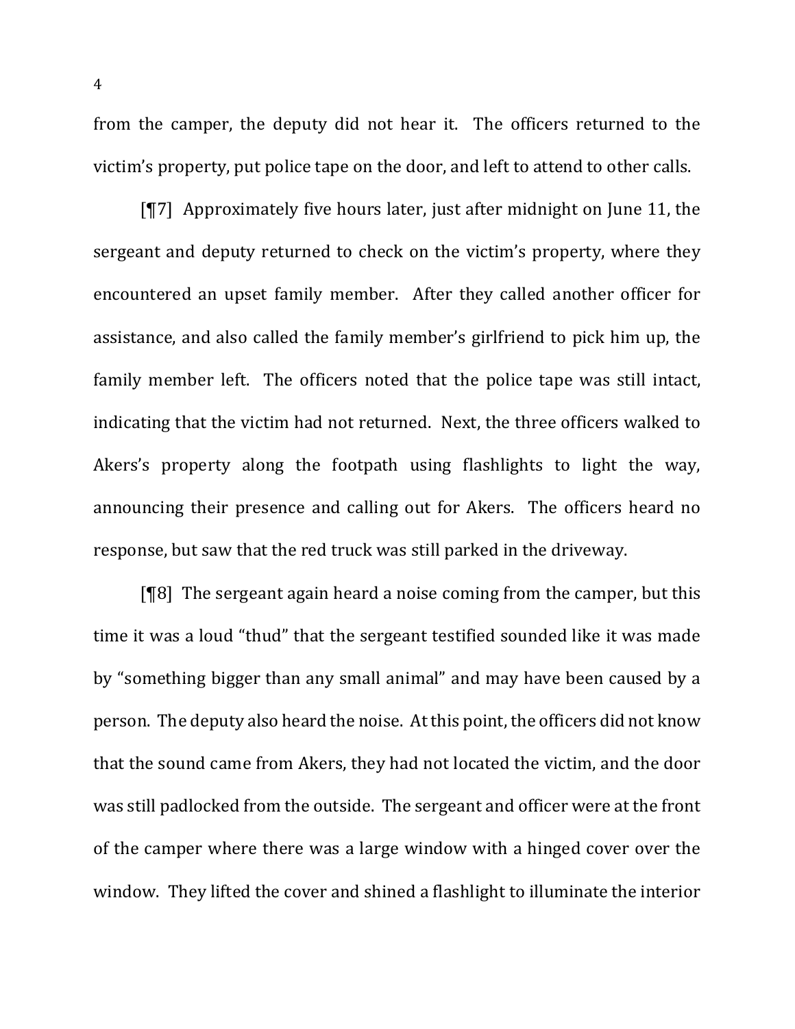from the camper, the deputy did not hear it. The officers returned to the victim's property, put police tape on the door, and left to attend to other calls.

[¶7] Approximately five hours later, just after midnight on June 11, the sergeant and deputy returned to check on the victim's property, where they encountered an upset family member. After they called another officer for assistance, and also called the family member's girlfriend to pick him up, the family member left. The officers noted that the police tape was still intact, indicating that the victim had not returned. Next, the three officers walked to Akers's property along the footpath using flashlights to light the way, announcing their presence and calling out for Akers. The officers heard no response, but saw that the red truck was still parked in the driveway.

[¶8] The sergeant again heard a noise coming from the camper, but this time it was a loud "thud" that the sergeant testified sounded like it was made by "something bigger than any small animal" and may have been caused by a person. The deputy also heard the noise. At this point, the officers did not know that the sound came from Akers, they had not located the victim, and the door was still padlocked from the outside. The sergeant and officer were at the front of the camper where there was a large window with a hinged cover over the window. They lifted the cover and shined a flashlight to illuminate the interior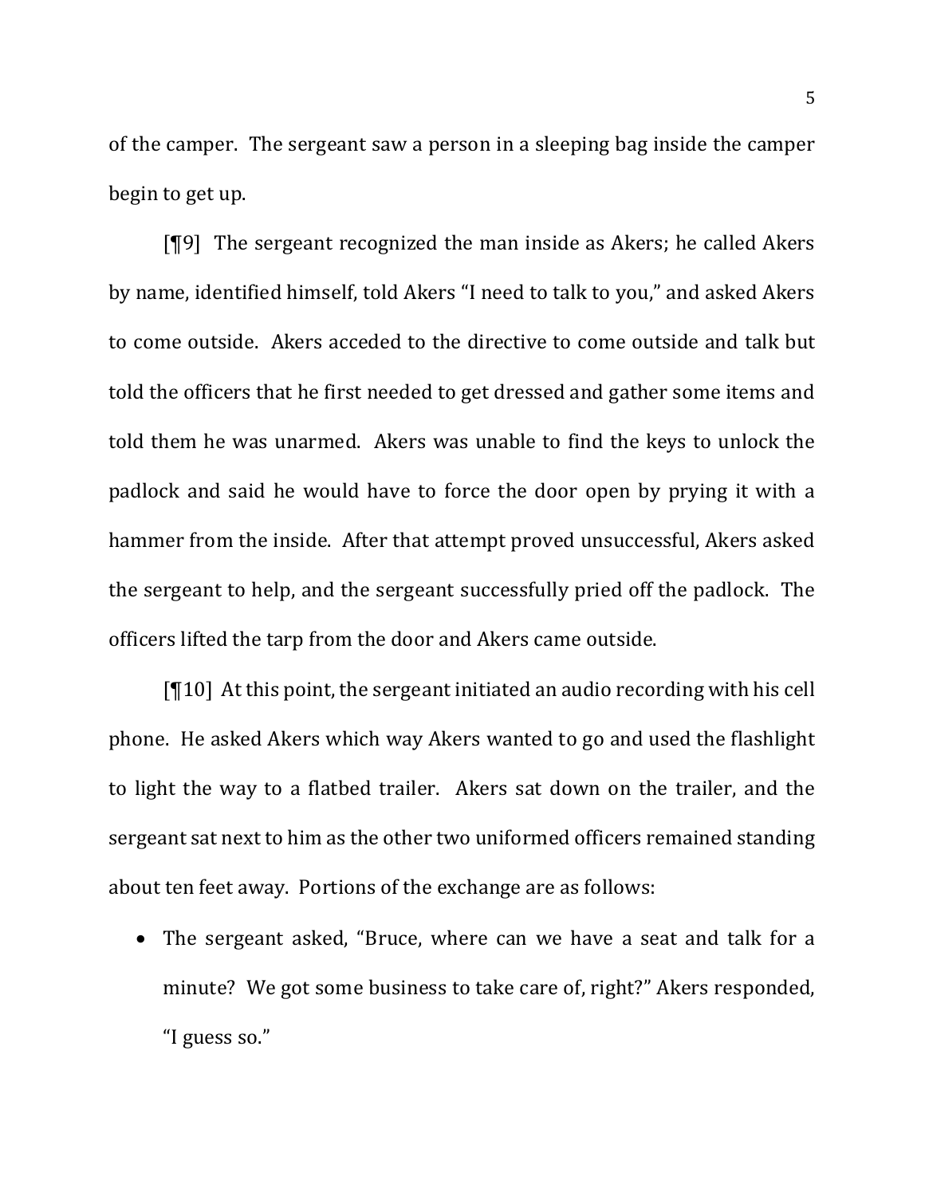of the camper. The sergeant saw a person in a sleeping bag inside the camper begin to get up.

[¶9] The sergeant recognized the man inside as Akers; he called Akers by name, identified himself, told Akers "I need to talk to you," and asked Akers to come outside. Akers acceded to the directive to come outside and talk but told the officers that he first needed to get dressed and gather some items and told them he was unarmed. Akers was unable to find the keys to unlock the padlock and said he would have to force the door open by prying it with a hammer from the inside. After that attempt proved unsuccessful, Akers asked the sergeant to help, and the sergeant successfully pried off the padlock. The officers lifted the tarp from the door and Akers came outside.

[¶10] At this point, the sergeant initiated an audio recording with his cell phone. He asked Akers which way Akers wanted to go and used the flashlight to light the way to a flatbed trailer. Akers sat down on the trailer, and the sergeant sat next to him as the other two uniformed officers remained standing about ten feet away. Portions of the exchange are as follows:

- The sergeant asked, "Bruce, where can we have a seat and talk for a minute? We got some business to take care of, right?" Akers responded, "I guess so."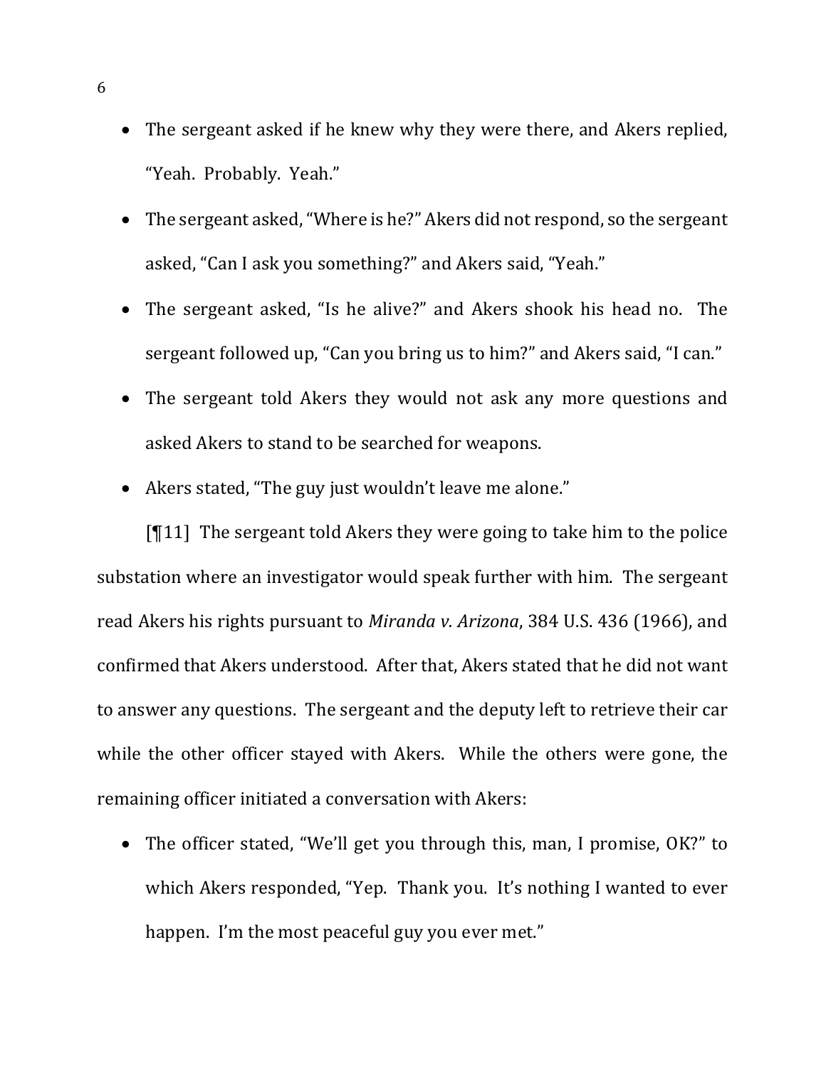- The sergeant asked if he knew why they were there, and Akers replied, "Yeah. Probably. Yeah."
- The sergeant asked, "Where is he?" Akers did not respond, so the sergeant asked, "Can I ask you something?" and Akers said, "Yeah."
- The sergeant asked, "Is he alive?" and Akers shook his head no. The sergeant followed up, "Can you bring us to him?" and Akers said, "I can."
- The sergeant told Akers they would not ask any more questions and asked Akers to stand to be searched for weapons.
- Akers stated, "The guy just wouldn't leave me alone."

[¶11] The sergeant told Akers they were going to take him to the police substation where an investigator would speak further with him. The sergeant read Akers his rights pursuant to *Miranda v. Arizona*, 384 U.S. 436 (1966), and confirmed that Akers understood. After that, Akers stated that he did not want to answer any questions. The sergeant and the deputy left to retrieve their car while the other officer stayed with Akers. While the others were gone, the remaining officer initiated a conversation with Akers:

- The officer stated, "We'll get you through this, man, I promise, OK?" to which Akers responded, "Yep. Thank you. It's nothing I wanted to ever happen. I'm the most peaceful guy you ever met."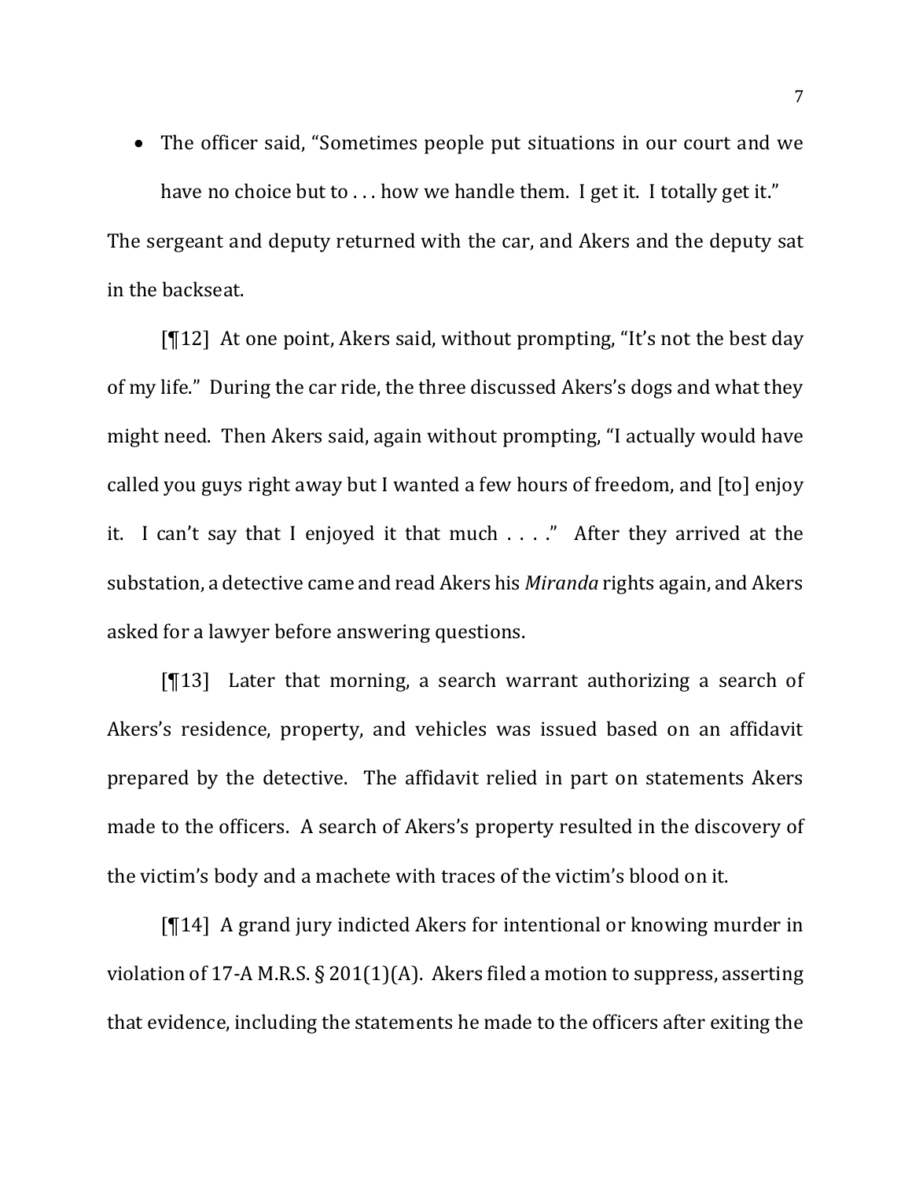- The officer said, "Sometimes people put situations in our court and we have no choice but to . . . how we handle them. I get it. I totally get it."

The sergeant and deputy returned with the car, and Akers and the deputy sat in the backseat.

[¶12] At one point, Akers said, without prompting, "It's not the best day of my life." During the car ride, the three discussed Akers's dogs and what they might need. Then Akers said, again without prompting, "I actually would have called you guys right away but I wanted a few hours of freedom, and [to] enjoy it. I can't say that I enjoyed it that much . . . ." After they arrived at the substation, a detective came and read Akers his *Miranda* rights again, and Akers asked for a lawyer before answering questions.

[¶13] Later that morning, a search warrant authorizing a search of Akers's residence, property, and vehicles was issued based on an affidavit prepared by the detective. The affidavit relied in part on statements Akers made to the officers. A search of Akers's property resulted in the discovery of the victim's body and a machete with traces of the victim's blood on it.

[¶14] A grand jury indicted Akers for intentional or knowing murder in violation of 17-A M.R.S. § 201(1)(A). Akers filed a motion to suppress, asserting that evidence, including the statements he made to the officers after exiting the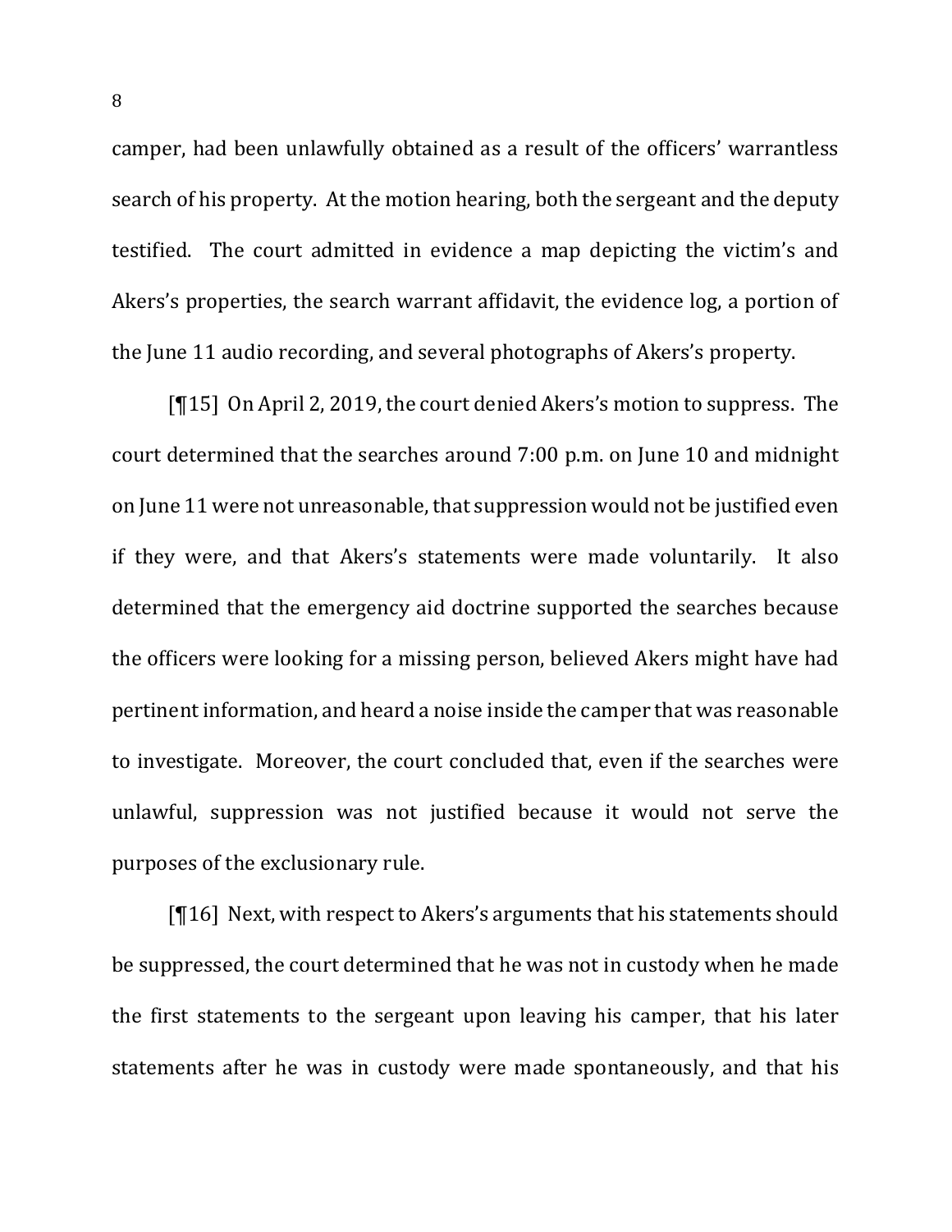camper, had been unlawfully obtained as a result of the officers' warrantless search of his property. At the motion hearing, both the sergeant and the deputy testified. The court admitted in evidence a map depicting the victim's and Akers's properties, the search warrant affidavit, the evidence log, a portion of the June 11 audio recording, and several photographs of Akers's property.

[¶15] On April 2, 2019, the court denied Akers's motion to suppress. The court determined that the searches around 7:00 p.m. on June 10 and midnight on June 11 were not unreasonable, that suppression would not be justified even if they were, and that Akers's statements were made voluntarily. It also determined that the emergency aid doctrine supported the searches because the officers were looking for a missing person, believed Akers might have had pertinent information, and heard a noise inside the camper that was reasonable to investigate. Moreover, the court concluded that, even if the searches were unlawful, suppression was not justified because it would not serve the purposes of the exclusionary rule.

[¶16] Next, with respect to Akers's arguments that his statements should be suppressed, the court determined that he was not in custody when he made the first statements to the sergeant upon leaving his camper, that his later statements after he was in custody were made spontaneously, and that his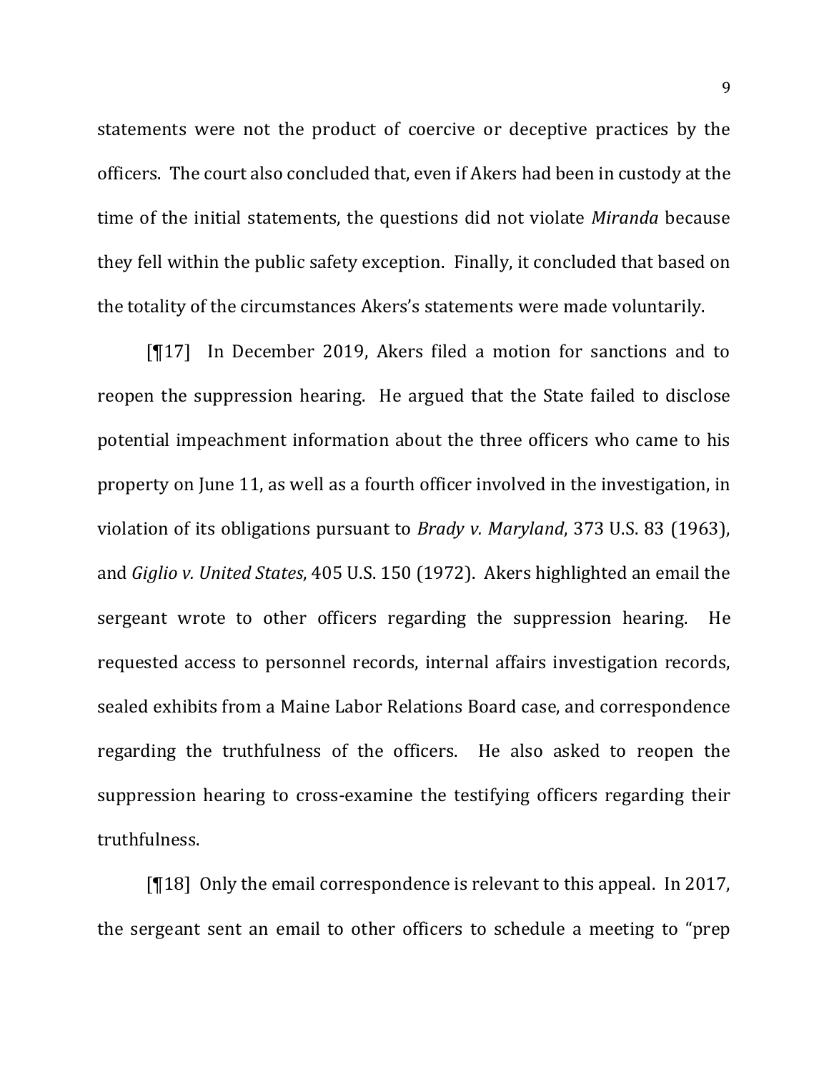statements were not the product of coercive or deceptive practices by the officers. The court also concluded that, even if Akers had been in custody at the time of the initial statements, the questions did not violate *Miranda* because they fell within the public safety exception. Finally, it concluded that based on the totality of the circumstances Akers's statements were made voluntarily.

[¶17] In December 2019, Akers filed a motion for sanctions and to reopen the suppression hearing. He argued that the State failed to disclose potential impeachment information about the three officers who came to his property on June 11, as well as a fourth officer involved in the investigation, in violation of its obligations pursuant to *Brady v. Maryland*, 373 U.S. 83 (1963), and *Giglio v. United States*, 405 U.S. 150 (1972). Akers highlighted an email the sergeant wrote to other officers regarding the suppression hearing. He requested access to personnel records, internal affairs investigation records, sealed exhibits from a Maine Labor Relations Board case, and correspondence regarding the truthfulness of the officers. He also asked to reopen the suppression hearing to cross-examine the testifying officers regarding their truthfulness.

[¶18] Only the email correspondence is relevant to this appeal. In 2017, the sergeant sent an email to other officers to schedule a meeting to "prep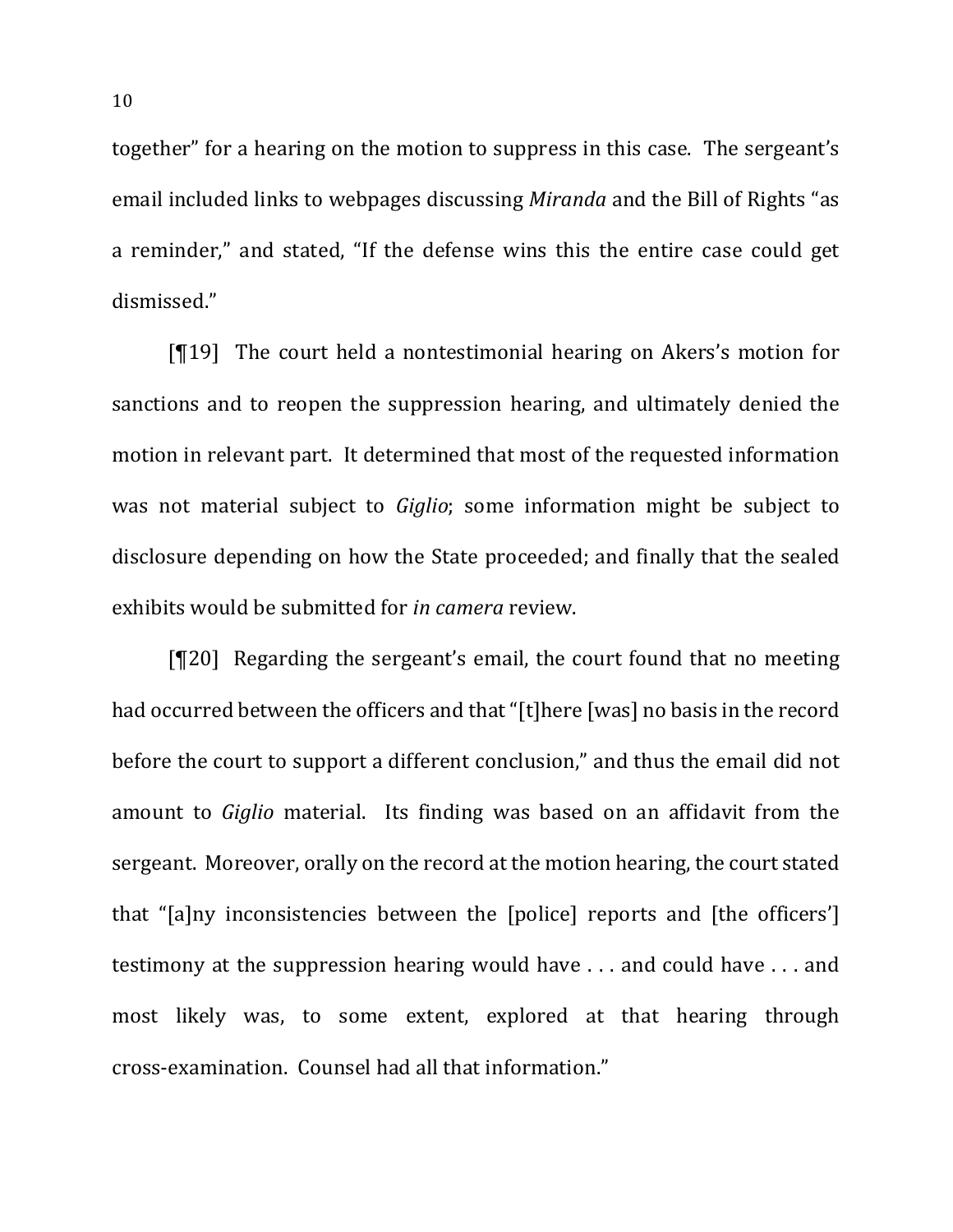together" for a hearing on the motion to suppress in this case. The sergeant's email included links to webpages discussing *Miranda* and the Bill of Rights "as a reminder," and stated, "If the defense wins this the entire case could get dismissed."

[¶19] The court held a nontestimonial hearing on Akers's motion for sanctions and to reopen the suppression hearing, and ultimately denied the motion in relevant part. It determined that most of the requested information was not material subject to *Giglio*; some information might be subject to disclosure depending on how the State proceeded; and finally that the sealed exhibits would be submitted for *in camera* review.

[¶20] Regarding the sergeant's email, the court found that no meeting had occurred between the officers and that "[t]here [was] no basis in the record before the court to support a different conclusion," and thus the email did not amount to *Giglio* material. Its finding was based on an affidavit from the sergeant. Moreover, orally on the record at the motion hearing, the court stated that "[a]ny inconsistencies between the [police] reports and [the officers'] testimony at the suppression hearing would have . . . and could have . . . and most likely was, to some extent, explored at that hearing through cross-examination. Counsel had all that information."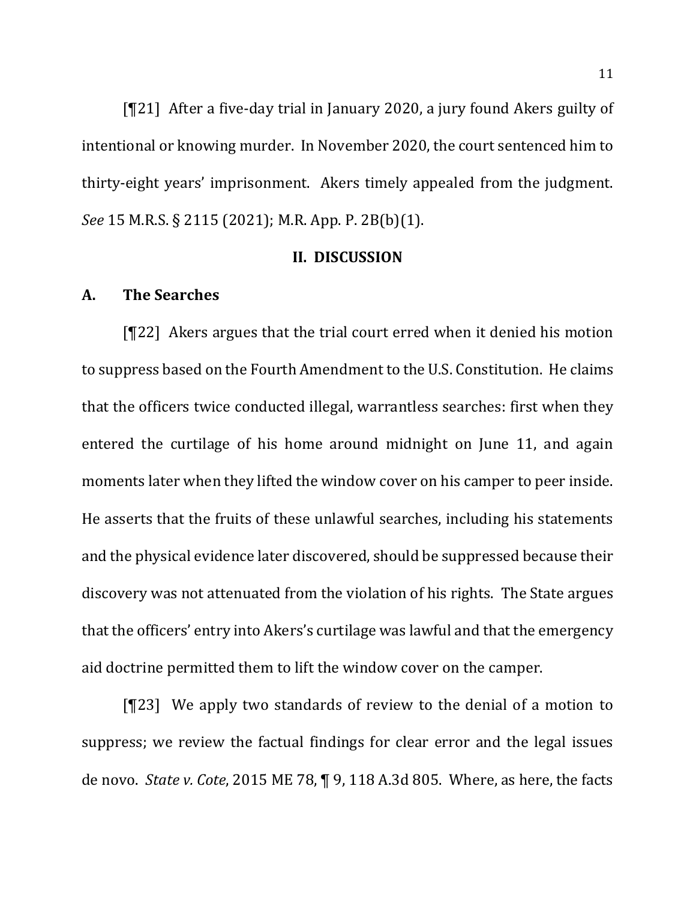[¶21] After a five-day trial in January 2020, a jury found Akers guilty of intentional or knowing murder. In November 2020, the court sentenced him to thirty-eight years' imprisonment. Akers timely appealed from the judgment. *See* 15 M.R.S. § 2115 (2021); M.R. App. P. 2B(b)(1).

## II. DISCUSSION

### A. The Searches

[¶22] Akers argues that the trial court erred when it denied his motion to suppress based on the Fourth Amendment to the U.S. Constitution. He claims that the officers twice conducted illegal, warrantless searches: first when they entered the curtilage of his home around midnight on June 11, and again moments later when they lifted the window cover on his camper to peer inside. He asserts that the fruits of these unlawful searches, including his statements and the physical evidence later discovered, should be suppressed because their discovery was not attenuated from the violation of his rights. The State argues that the officers' entry into Akers's curtilage was lawful and that the emergency aid doctrine permitted them to lift the window cover on the camper.

[¶23] We apply two standards of review to the denial of a motion to suppress; we review the factual findings for clear error and the legal issues de novo. *State v. Cote*, 2015 ME 78, ¶ 9, 118 A.3d 805. Where, as here, the facts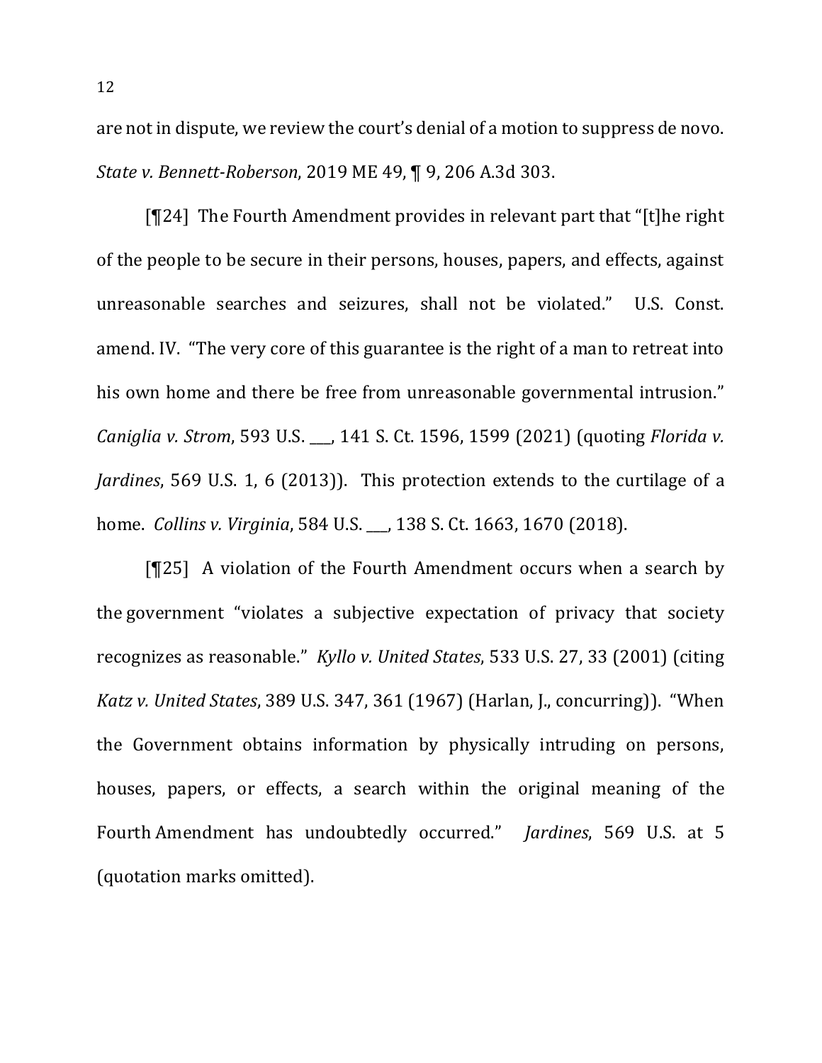are not in dispute, we review the court's denial of a motion to suppress de novo. *State v. Bennett-Roberson*, 2019 ME 49, ¶ 9, 206 A.3d 303.

[¶24] The Fourth Amendment provides in relevant part that "[t]he right of the people to be secure in their persons, houses, papers, and effects, against unreasonable searches and seizures, shall not be violated." U.S. Const. amend. IV. "The very core of this guarantee is the right of a man to retreat into his own home and there be free from unreasonable governmental intrusion." *Caniglia v. Strom*, 593 U.S. ___, 141 S. Ct. 1596, 1599 (2021) (quoting *Florida v. Jardines*, 569 U.S. 1, 6 (2013)). This protection extends to the curtilage of a home. *Collins v. Virginia*, 584 U.S. ___, 138 S. Ct. 1663, 1670 (2018).

[¶25] A violation of the Fourth Amendment occurs when a search by the government "violates a subjective expectation of privacy that society recognizes as reasonable." *Kyllo v. United States*, 533 U.S. 27, 33 (2001) (citing *Katz v. United States*, 389 U.S. 347, 361 (1967) (Harlan, J., concurring)). "When the Government obtains information by physically intruding on persons, houses, papers, or effects, a search within the original meaning of the Fourth Amendment has undoubtedly occurred." *Jardines*, 569 U.S. at 5 (quotation marks omitted).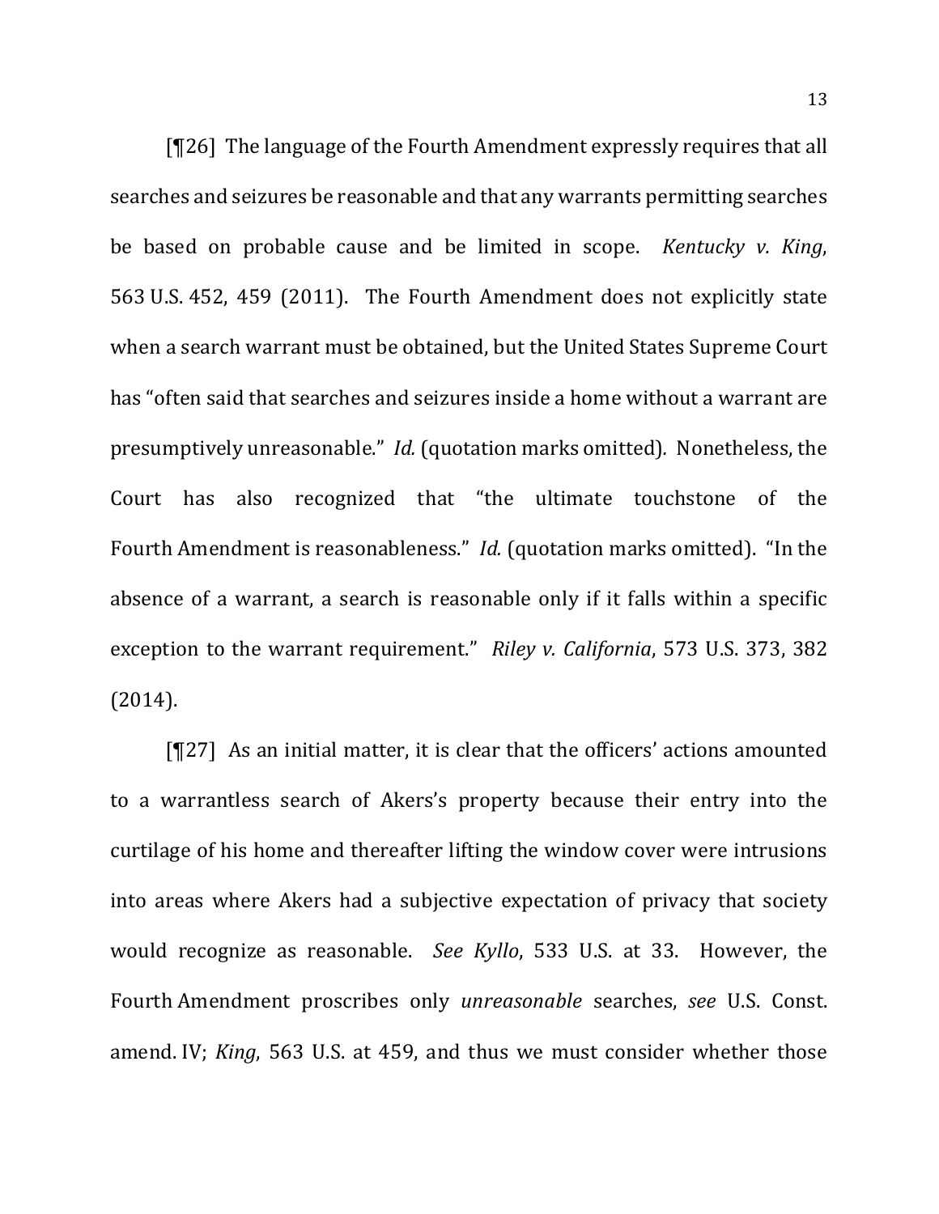[¶26] The language of the Fourth Amendment expressly requires that all searches and seizures be reasonable and that any warrants permitting searches be based on probable cause and be limited in scope. *Kentucky v. King*, 563 U.S. 452, 459 (2011). The Fourth Amendment does not explicitly state when a search warrant must be obtained, but the United States Supreme Court has "often said that searches and seizures inside a home without a warrant are presumptively unreasonable." *Id.* (quotation marks omitted). Nonetheless, the Court has also recognized that "the ultimate touchstone of the Fourth Amendment is reasonableness." *Id.* (quotation marks omitted). "In the absence of a warrant, a search is reasonable only if it falls within a specific exception to the warrant requirement." *Riley v. California*, 573 U.S. 373, 382 (2014).

[¶27] As an initial matter, it is clear that the officers' actions amounted to a warrantless search of Akers's property because their entry into the curtilage of his home and thereafter lifting the window cover were intrusions into areas where Akers had a subjective expectation of privacy that society would recognize as reasonable. *See Kyllo*, 533 U.S. at 33. However, the Fourth Amendment proscribes only *unreasonable* searches, *see* U.S. Const. amend. IV; *King*, 563 U.S. at 459, and thus we must consider whether those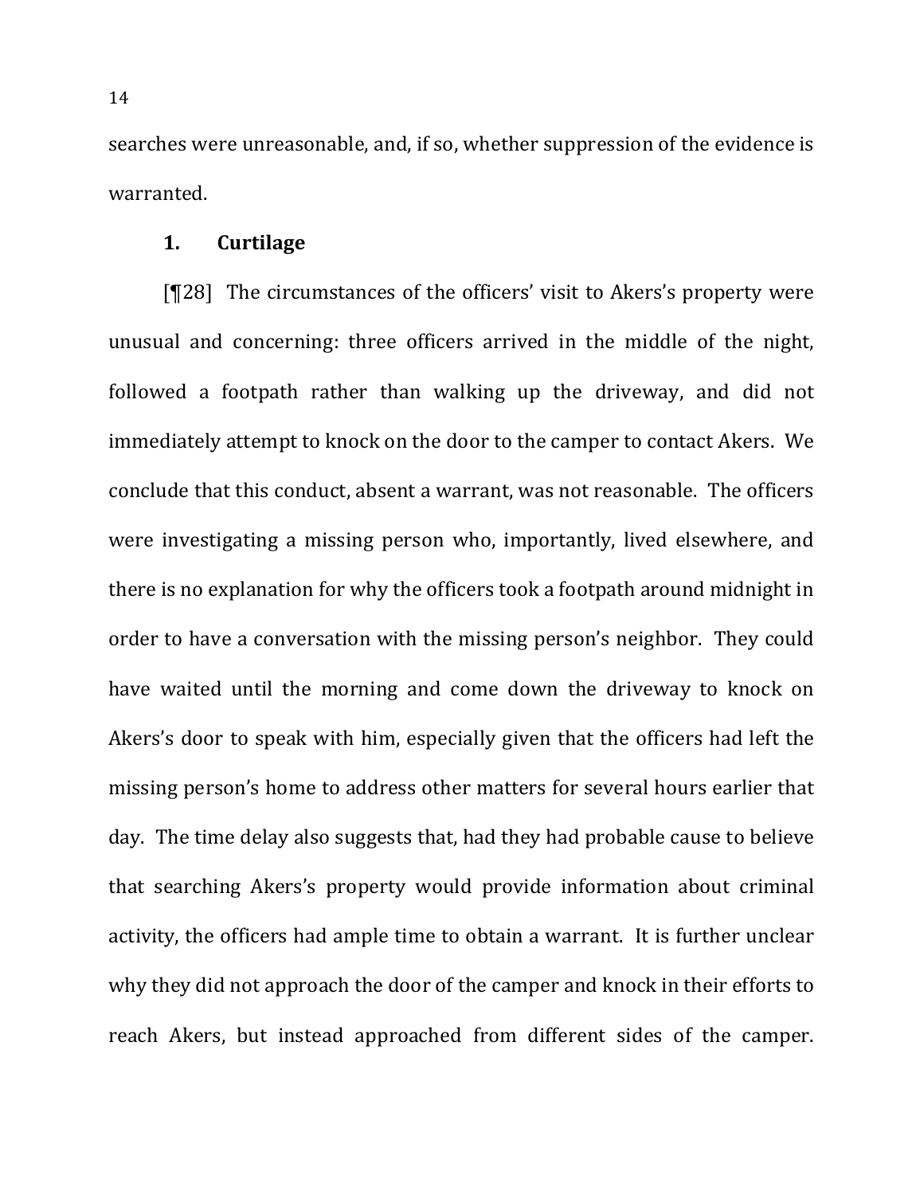searches were unreasonable, and, if so, whether suppression of the evidence is warranted.

### 1. Curtilage

[¶28] The circumstances of the officers' visit to Akers's property were unusual and concerning: three officers arrived in the middle of the night, followed a footpath rather than walking up the driveway, and did not immediately attempt to knock on the door to the camper to contact Akers. We conclude that this conduct, absent a warrant, was not reasonable. The officers were investigating a missing person who, importantly, lived elsewhere, and there is no explanation for why the officers took a footpath around midnight in order to have a conversation with the missing person's neighbor. They could have waited until the morning and come down the driveway to knock on Akers's door to speak with him, especially given that the officers had left the missing person's home to address other matters for several hours earlier that day. The time delay also suggests that, had they had probable cause to believe that searching Akers's property would provide information about criminal activity, the officers had ample time to obtain a warrant. It is further unclear why they did not approach the door of the camper and knock in their efforts to reach Akers, but instead approached from different sides of the camper.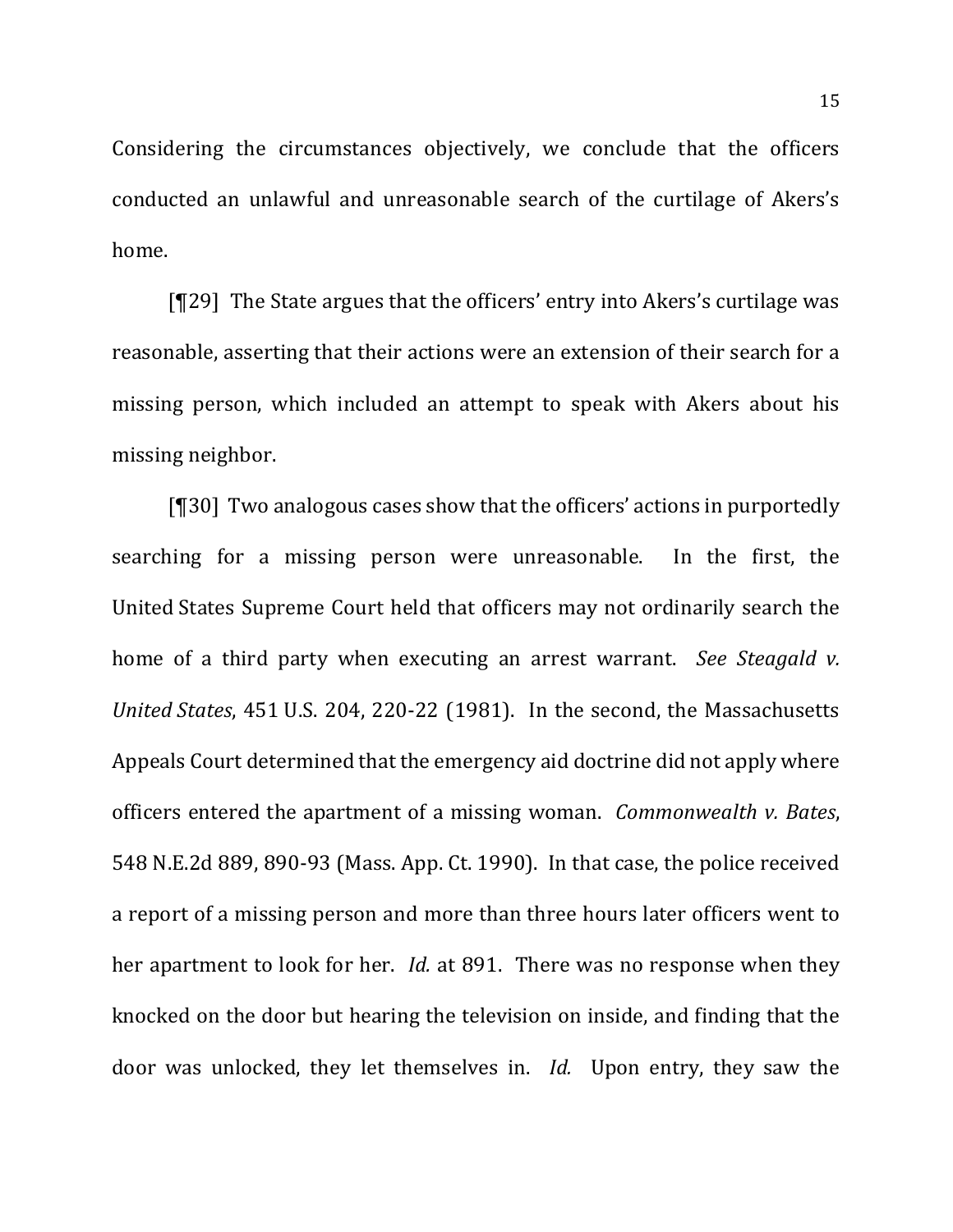Considering the circumstances objectively, we conclude that the officers conducted an unlawful and unreasonable search of the curtilage of Akers's home.

[¶29] The State argues that the officers' entry into Akers's curtilage was reasonable, asserting that their actions were an extension of their search for a missing person, which included an attempt to speak with Akers about his missing neighbor.

[¶30] Two analogous cases show that the officers' actions in purportedly searching for a missing person were unreasonable. In the first, the United States Supreme Court held that officers may not ordinarily search the home of a third party when executing an arrest warrant. *See Steagald v. United States*, 451 U.S. 204, 220-22 (1981). In the second, the Massachusetts Appeals Court determined that the emergency aid doctrine did not apply where officers entered the apartment of a missing woman. *Commonwealth v. Bates*, 548 N.E.2d 889, 890-93 (Mass. App. Ct. 1990). In that case, the police received a report of a missing person and more than three hours later officers went to her apartment to look for her. *Id.* at 891. There was no response when they knocked on the door but hearing the television on inside, and finding that the door was unlocked, they let themselves in. *Id.* Upon entry, they saw the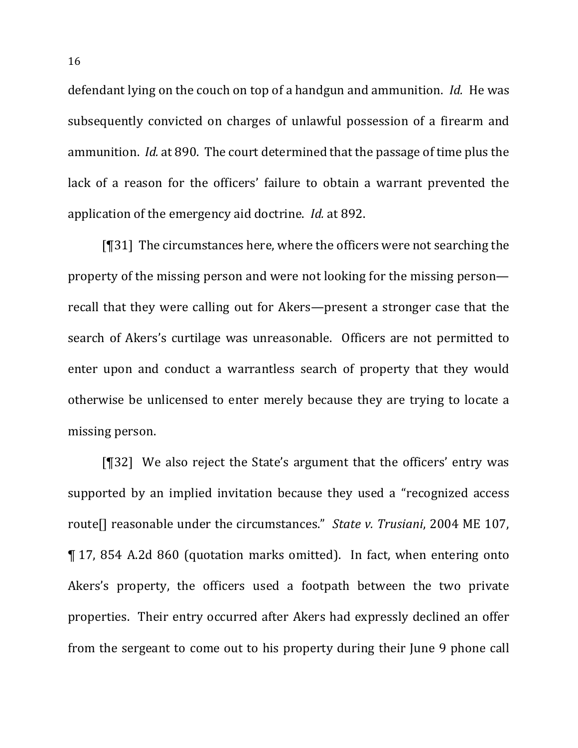defendant lying on the couch on top of a handgun and ammunition. *Id.* He was subsequently convicted on charges of unlawful possession of a firearm and ammunition. *Id.* at 890. The court determined that the passage of time plus the lack of a reason for the officers' failure to obtain a warrant prevented the application of the emergency aid doctrine. *Id.* at 892.

[¶31] The circumstances here, where the officers were not searching the property of the missing person and were not looking for the missing person—recall that they were calling out for Akers—present a stronger case that the search of Akers's curtilage was unreasonable. Officers are not permitted to enter upon and conduct a warrantless search of property that they would otherwise be unlicensed to enter merely because they are trying to locate a missing person.

[¶32] We also reject the State's argument that the officers' entry was supported by an implied invitation because they used a "recognized access route[] reasonable under the circumstances." *State v. Trusiani*, 2004 ME 107, ¶ 17, 854 A.2d 860 (quotation marks omitted). In fact, when entering onto Akers's property, the officers used a footpath between the two private properties. Their entry occurred after Akers had expressly declined an offer from the sergeant to come out to his property during their June 9 phone call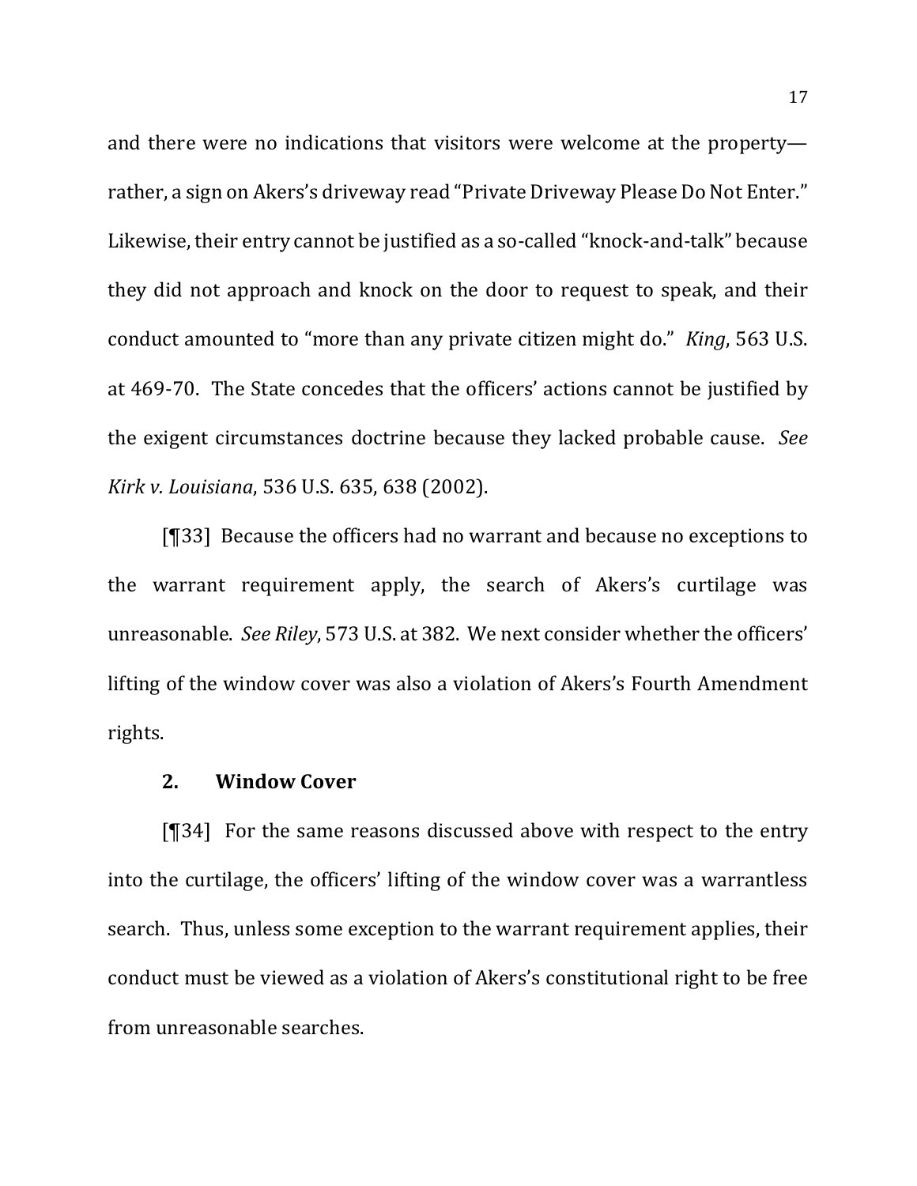and there were no indications that visitors were welcome at the property—rather, a sign on Akers's driveway read "Private Driveway Please Do Not Enter." Likewise, their entry cannot be justified as a so-called "knock-and-talk" because they did not approach and knock on the door to request to speak, and their conduct amounted to "more than any private citizen might do." *King*, 563 U.S. at 469-70. The State concedes that the officers' actions cannot be justified by the exigent circumstances doctrine because they lacked probable cause. *See Kirk v. Louisiana*, 536 U.S. 635, 638 (2002).

[¶33] Because the officers had no warrant and because no exceptions to the warrant requirement apply, the search of Akers's curtilage was unreasonable. *See Riley*, 573 U.S. at 382. We next consider whether the officers' lifting of the window cover was also a violation of Akers's Fourth Amendment rights.

### 2. Window Cover

[¶34] For the same reasons discussed above with respect to the entry into the curtilage, the officers' lifting of the window cover was a warrantless search. Thus, unless some exception to the warrant requirement applies, their conduct must be viewed as a violation of Akers's constitutional right to be free from unreasonable searches.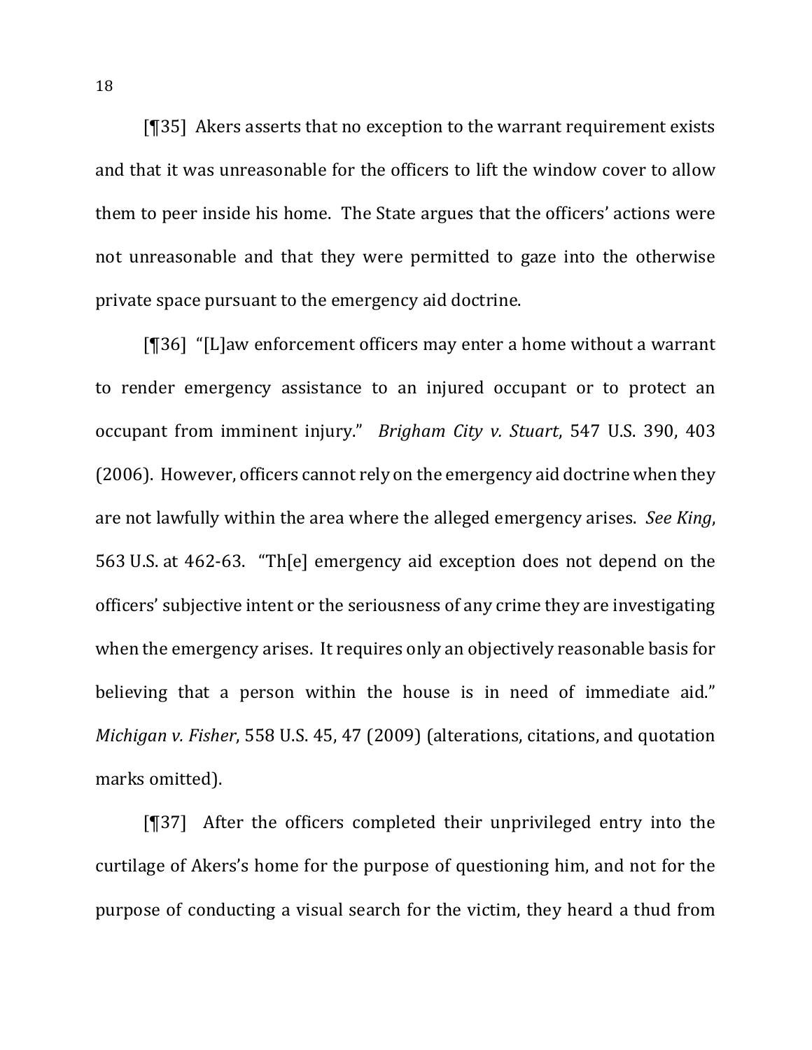[¶35] Akers asserts that no exception to the warrant requirement exists and that it was unreasonable for the officers to lift the window cover to allow them to peer inside his home. The State argues that the officers' actions were not unreasonable and that they were permitted to gaze into the otherwise private space pursuant to the emergency aid doctrine.

[¶36] "[L]aw enforcement officers may enter a home without a warrant to render emergency assistance to an injured occupant or to protect an occupant from imminent injury." *Brigham City v. Stuart*, 547 U.S. 390, 403 (2006). However, officers cannot rely on the emergency aid doctrine when they are not lawfully within the area where the alleged emergency arises. *See King*, 563 U.S. at 462-63. "Th[e] emergency aid exception does not depend on the officers' subjective intent or the seriousness of any crime they are investigating when the emergency arises. It requires only an objectively reasonable basis for believing that a person within the house is in need of immediate aid." *Michigan v. Fisher*, 558 U.S. 45, 47 (2009) (alterations, citations, and quotation marks omitted).

[¶37] After the officers completed their unprivileged entry into the curtilage of Akers's home for the purpose of questioning him, and not for the purpose of conducting a visual search for the victim, they heard a thud from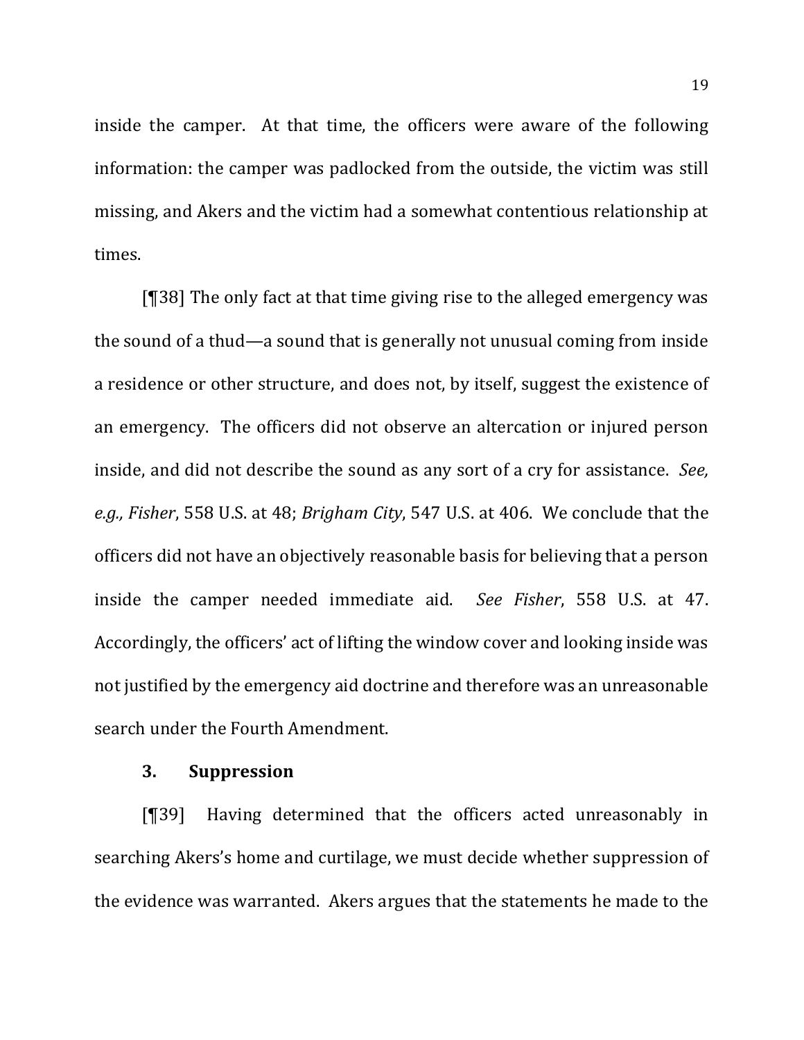inside the camper. At that time, the officers were aware of the following information: the camper was padlocked from the outside, the victim was still missing, and Akers and the victim had a somewhat contentious relationship at times.

[¶38] The only fact at that time giving rise to the alleged emergency was the sound of a thud—a sound that is generally not unusual coming from inside a residence or other structure, and does not, by itself, suggest the existence of an emergency. The officers did not observe an altercation or injured person inside, and did not describe the sound as any sort of a cry for assistance. *See, e.g., Fisher*, 558 U.S. at 48; *Brigham City*, 547 U.S. at 406. We conclude that the officers did not have an objectively reasonable basis for believing that a person inside the camper needed immediate aid. *See Fisher*, 558 U.S. at 47. Accordingly, the officers' act of lifting the window cover and looking inside was not justified by the emergency aid doctrine and therefore was an unreasonable search under the Fourth Amendment.

### 3. Suppression

[¶39] Having determined that the officers acted unreasonably in searching Akers's home and curtilage, we must decide whether suppression of the evidence was warranted. Akers argues that the statements he made to the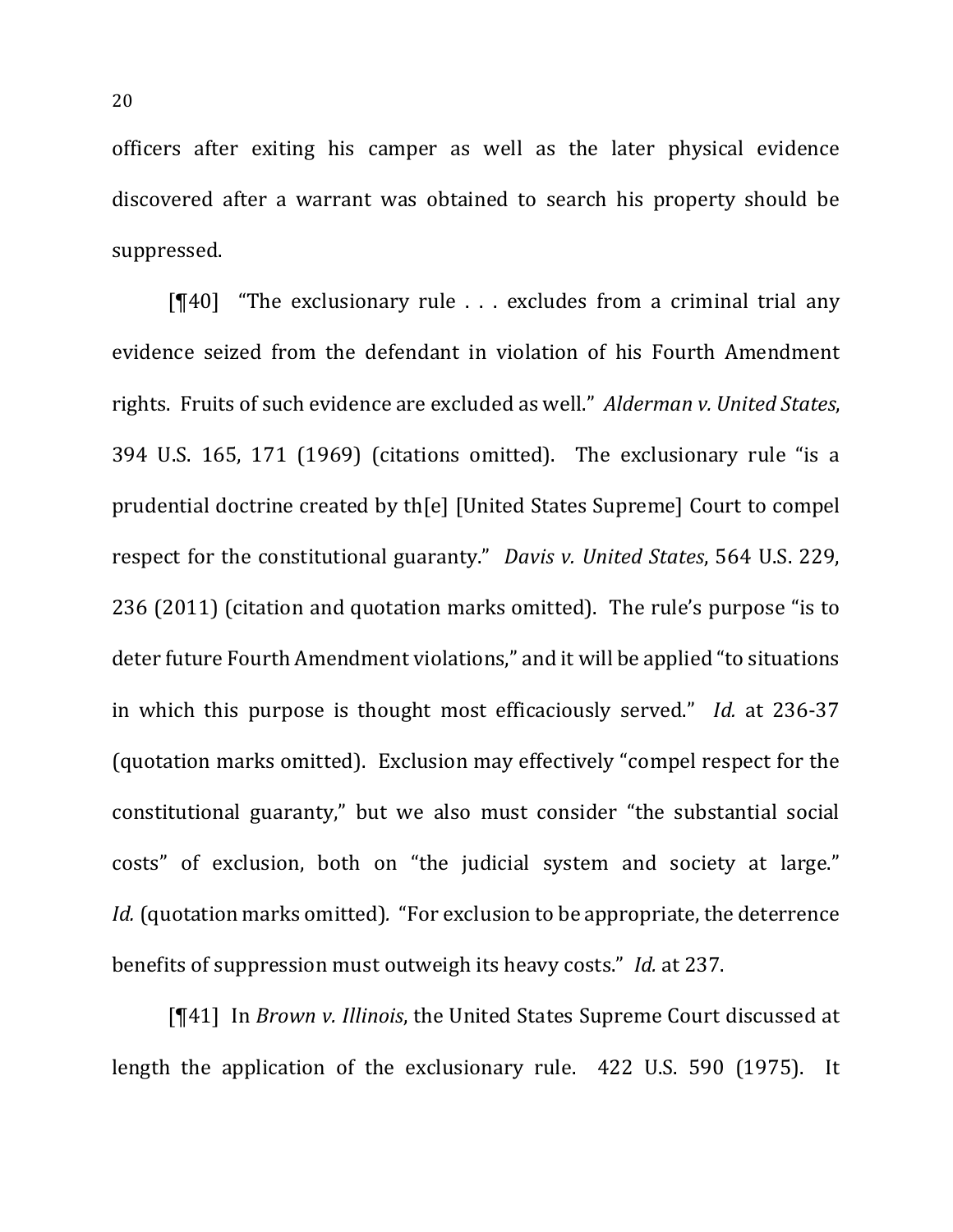officers after exiting his camper as well as the later physical evidence discovered after a warrant was obtained to search his property should be suppressed.

[¶40] "The exclusionary rule . . . excludes from a criminal trial any evidence seized from the defendant in violation of his Fourth Amendment rights. Fruits of such evidence are excluded as well." *Alderman v. United States*, 394 U.S. 165, 171 (1969) (citations omitted). The exclusionary rule "is a prudential doctrine created by th[e] [United States Supreme] Court to compel respect for the constitutional guaranty." *Davis v. United States*, 564 U.S. 229, 236 (2011) (citation and quotation marks omitted). The rule's purpose "is to deter future Fourth Amendment violations," and it will be applied "to situations in which this purpose is thought most efficaciously served." *Id.* at 236-37 (quotation marks omitted). Exclusion may effectively "compel respect for the constitutional guaranty," but we also must consider "the substantial social costs" of exclusion, both on "the judicial system and society at large." *Id.* (quotation marks omitted). "For exclusion to be appropriate, the deterrence benefits of suppression must outweigh its heavy costs." *Id.* at 237.

[¶41] In *Brown v. Illinois*, the United States Supreme Court discussed at length the application of the exclusionary rule. 422 U.S. 590 (1975). It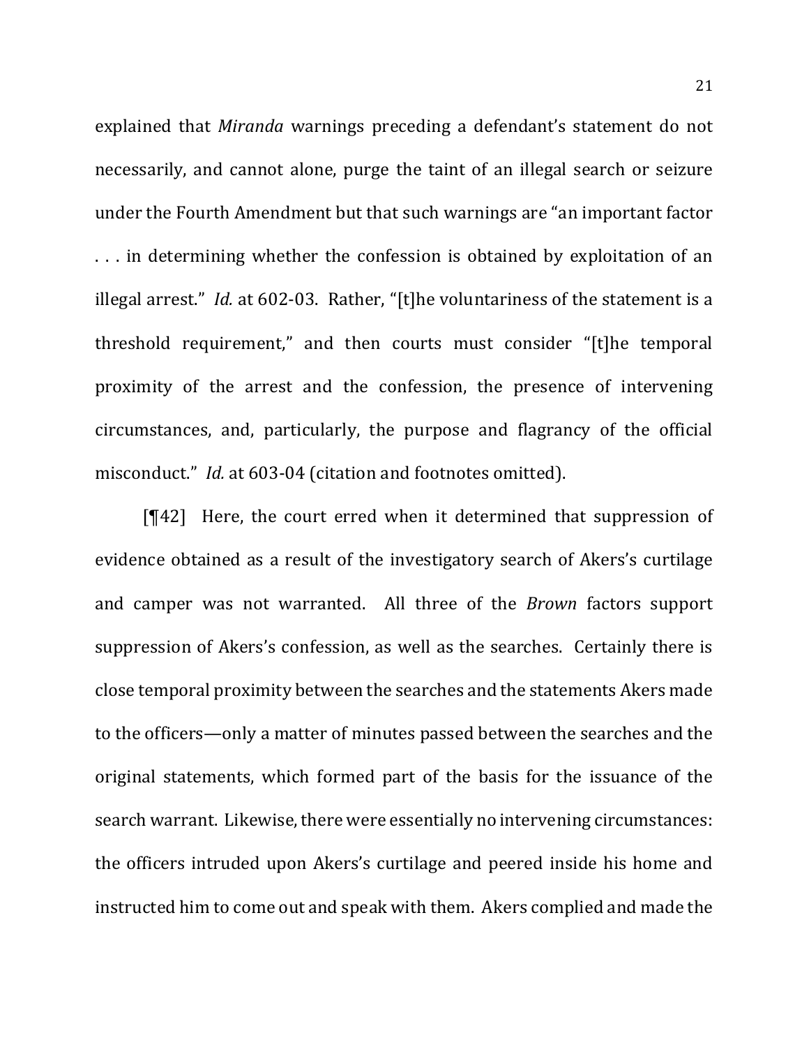explained that *Miranda* warnings preceding a defendant's statement do not necessarily, and cannot alone, purge the taint of an illegal search or seizure under the Fourth Amendment but that such warnings are "an important factor . . . in determining whether the confession is obtained by exploitation of an illegal arrest." *Id.* at 602-03. Rather, "[t]he voluntariness of the statement is a threshold requirement," and then courts must consider "[t]he temporal proximity of the arrest and the confession, the presence of intervening circumstances, and, particularly, the purpose and flagrancy of the official misconduct." *Id.* at 603-04 (citation and footnotes omitted).

[¶42] Here, the court erred when it determined that suppression of evidence obtained as a result of the investigatory search of Akers's curtilage and camper was not warranted. All three of the *Brown* factors support suppression of Akers's confession, as well as the searches. Certainly there is close temporal proximity between the searches and the statements Akers made to the officers—only a matter of minutes passed between the searches and the original statements, which formed part of the basis for the issuance of the search warrant. Likewise, there were essentially no intervening circumstances: the officers intruded upon Akers's curtilage and peered inside his home and instructed him to come out and speak with them. Akers complied and made the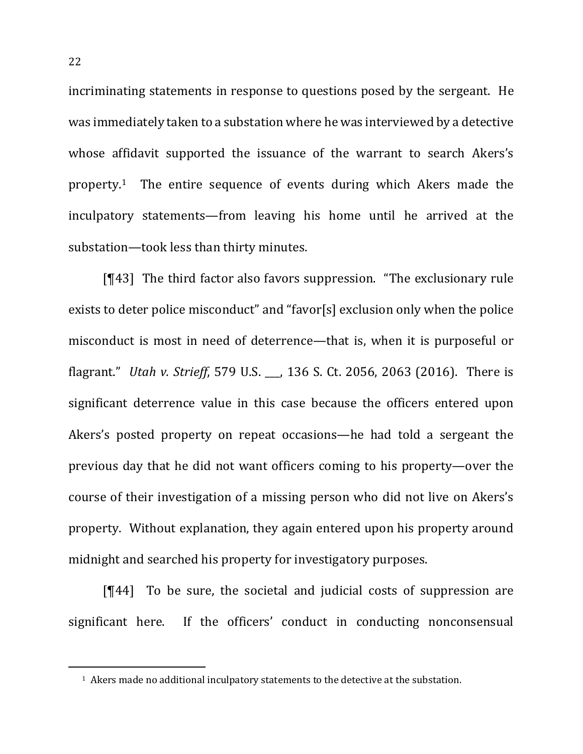incriminating statements in response to questions posed by the sergeant. He was immediately taken to a substation where he was interviewed by a detective whose affidavit supported the issuance of the warrant to search Akers's property.[1] The entire sequence of events during which Akers made the inculpatory statements—from leaving his home until he arrived at the substation—took less than thirty minutes.

[¶43] The third factor also favors suppression. "The exclusionary rule exists to deter police misconduct" and "favor[s] exclusion only when the police misconduct is most in need of deterrence—that is, when it is purposeful or flagrant." *Utah v. Strieff*, 579 U.S. ___, 136 S. Ct. 2056, 2063 (2016). There is significant deterrence value in this case because the officers entered upon Akers's posted property on repeat occasions—he had told a sergeant the previous day that he did not want officers coming to his property—over the course of their investigation of a missing person who did not live on Akers's property. Without explanation, they again entered upon his property around midnight and searched his property for investigatory purposes.

[¶44] To be sure, the societal and judicial costs of suppression are significant here. If the officers' conduct in conducting nonconsensual

---

[1] Akers made no additional inculpatory statements to the detective at the substation.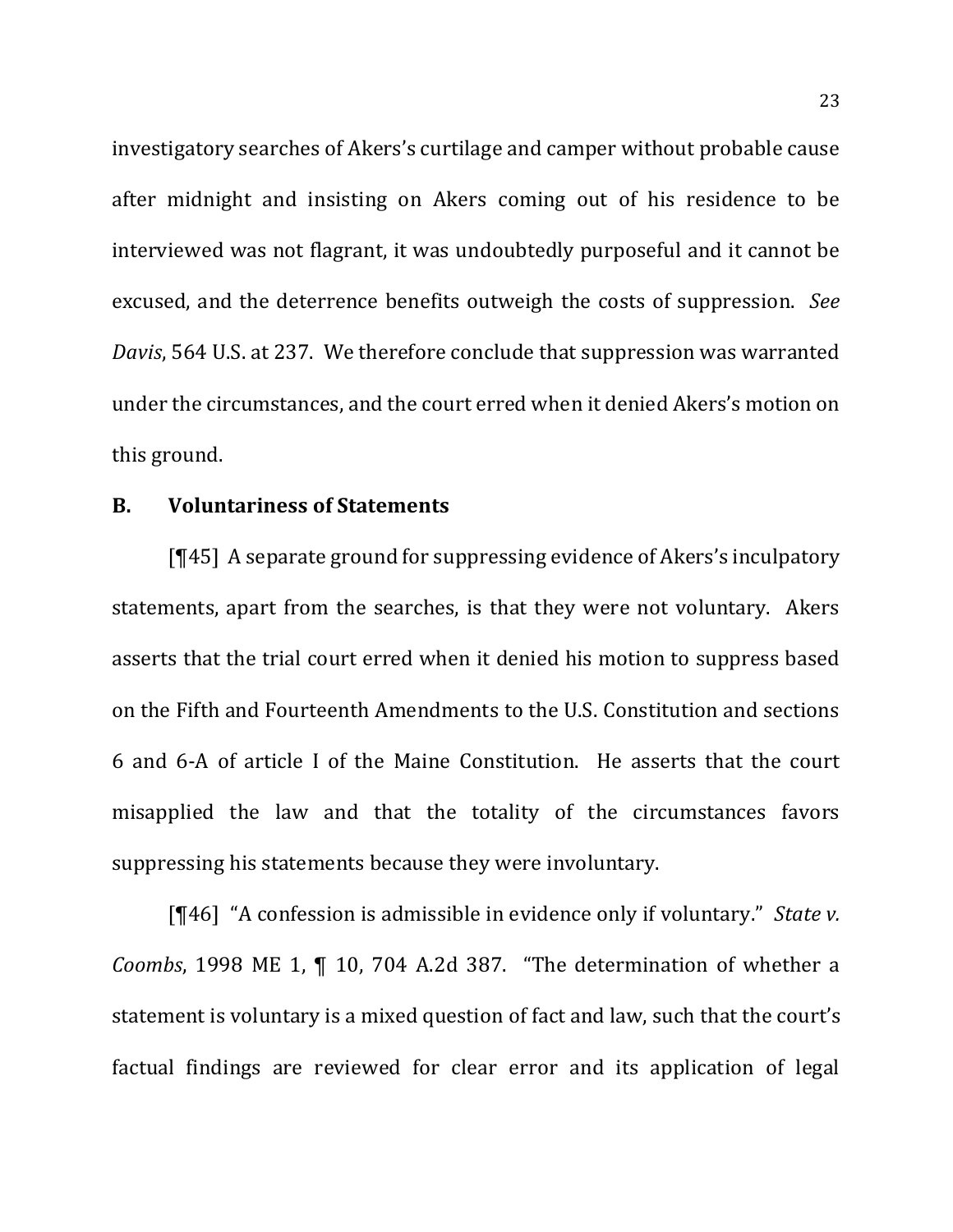investigatory searches of Akers's curtilage and camper without probable cause after midnight and insisting on Akers coming out of his residence to be interviewed was not flagrant, it was undoubtedly purposeful and it cannot be excused, and the deterrence benefits outweigh the costs of suppression. *See Davis*, 564 U.S. at 237. We therefore conclude that suppression was warranted under the circumstances, and the court erred when it denied Akers's motion on this ground.

### B. Voluntariness of Statements

[¶45] A separate ground for suppressing evidence of Akers's inculpatory statements, apart from the searches, is that they were not voluntary. Akers asserts that the trial court erred when it denied his motion to suppress based on the Fifth and Fourteenth Amendments to the U.S. Constitution and sections 6 and 6-A of article I of the Maine Constitution. He asserts that the court misapplied the law and that the totality of the circumstances favors suppressing his statements because they were involuntary.

[¶46] "A confession is admissible in evidence only if voluntary." *State v. Coombs*, 1998 ME 1, ¶ 10, 704 A.2d 387. "The determination of whether a statement is voluntary is a mixed question of fact and law, such that the court's factual findings are reviewed for clear error and its application of legal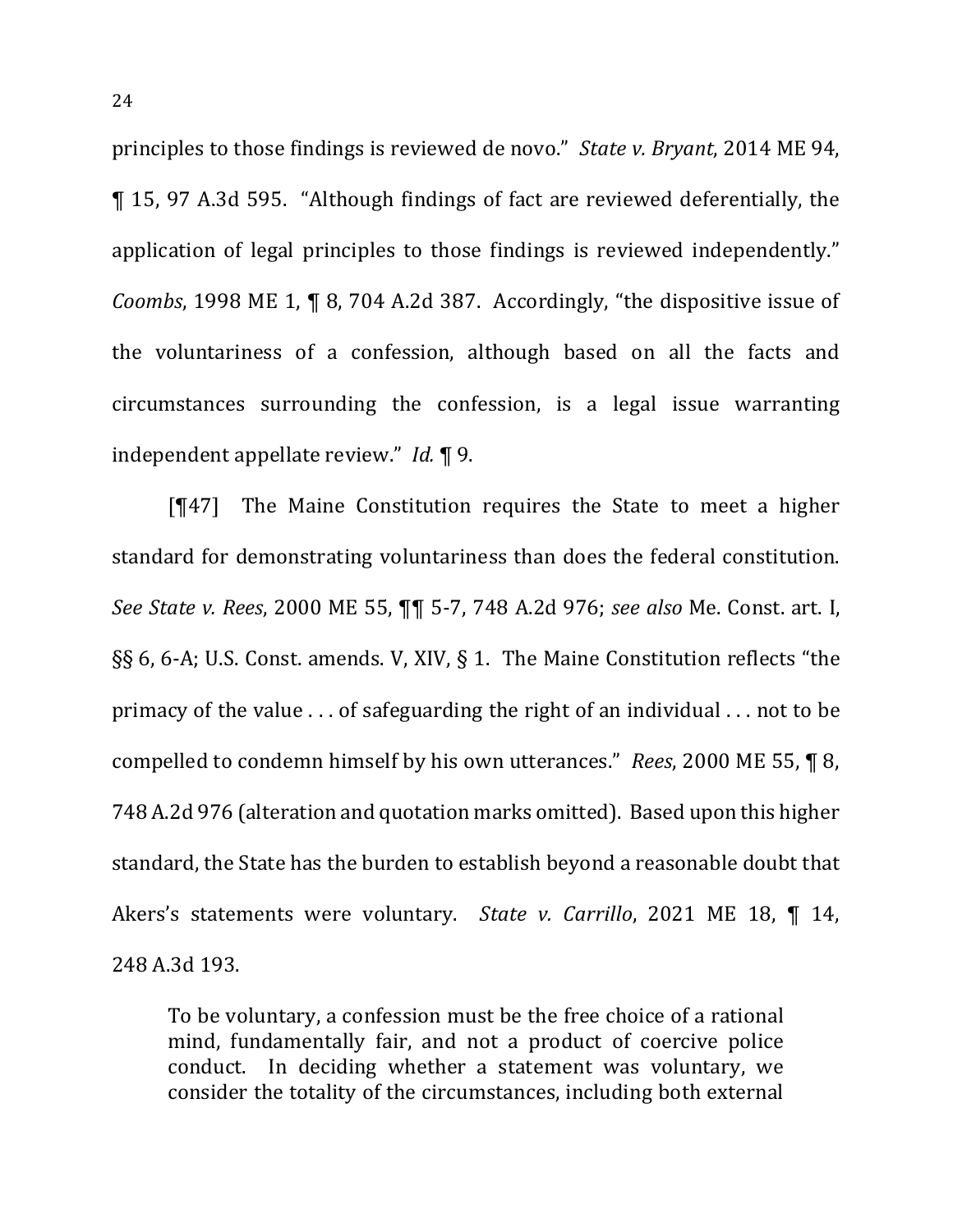principles to those findings is reviewed de novo." *State v. Bryant*, 2014 ME 94, ¶ 15, 97 A.3d 595. "Although findings of fact are reviewed deferentially, the application of legal principles to those findings is reviewed independently." *Coombs*, 1998 ME 1, ¶ 8, 704 A.2d 387. Accordingly, "the dispositive issue of the voluntariness of a confession, although based on all the facts and circumstances surrounding the confession, is a legal issue warranting independent appellate review." *Id.* ¶ 9.

[¶47] The Maine Constitution requires the State to meet a higher standard for demonstrating voluntariness than does the federal constitution. *See State v. Rees*, 2000 ME 55, ¶¶ 5-7, 748 A.2d 976; *see also* Me. Const. art. I, §§ 6, 6-A; U.S. Const. amends. V, XIV, § 1. The Maine Constitution reflects "the primacy of the value . . . of safeguarding the right of an individual . . . not to be compelled to condemn himself by his own utterances." *Rees*, 2000 ME 55, ¶ 8, 748 A.2d 976 (alteration and quotation marks omitted). Based upon this higher standard, the State has the burden to establish beyond a reasonable doubt that Akers's statements were voluntary. *State v. Carrillo*, 2021 ME 18, ¶ 14, 248 A.3d 193.

> To be voluntary, a confession must be the free choice of a rational mind, fundamentally fair, and not a product of coercive police conduct. In deciding whether a statement was voluntary, we consider the totality of the circumstances, including both external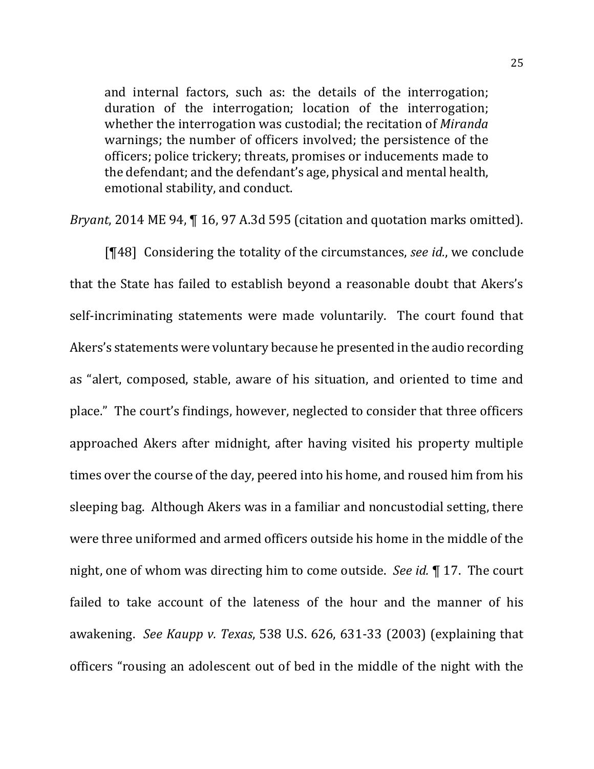> and internal factors, such as: the details of the interrogation; duration of the interrogation; location of the interrogation; whether the interrogation was custodial; the recitation of *Miranda* warnings; the number of officers involved; the persistence of the officers; police trickery; threats, promises or inducements made to the defendant; and the defendant's age, physical and mental health, emotional stability, and conduct.

*Bryant*, 2014 ME 94, ¶ 16, 97 A.3d 595 (citation and quotation marks omitted).

[¶48] Considering the totality of the circumstances, *see id.*, we conclude that the State has failed to establish beyond a reasonable doubt that Akers's self-incriminating statements were made voluntarily. The court found that Akers's statements were voluntary because he presented in the audio recording as "alert, composed, stable, aware of his situation, and oriented to time and place." The court's findings, however, neglected to consider that three officers approached Akers after midnight, after having visited his property multiple times over the course of the day, peered into his home, and roused him from his sleeping bag. Although Akers was in a familiar and noncustodial setting, there were three uniformed and armed officers outside his home in the middle of the night, one of whom was directing him to come outside. *See id.* ¶ 17. The court failed to take account of the lateness of the hour and the manner of his awakening. *See Kaupp v. Texas*, 538 U.S. 626, 631-33 (2003) (explaining that officers "rousing an adolescent out of bed in the middle of the night with the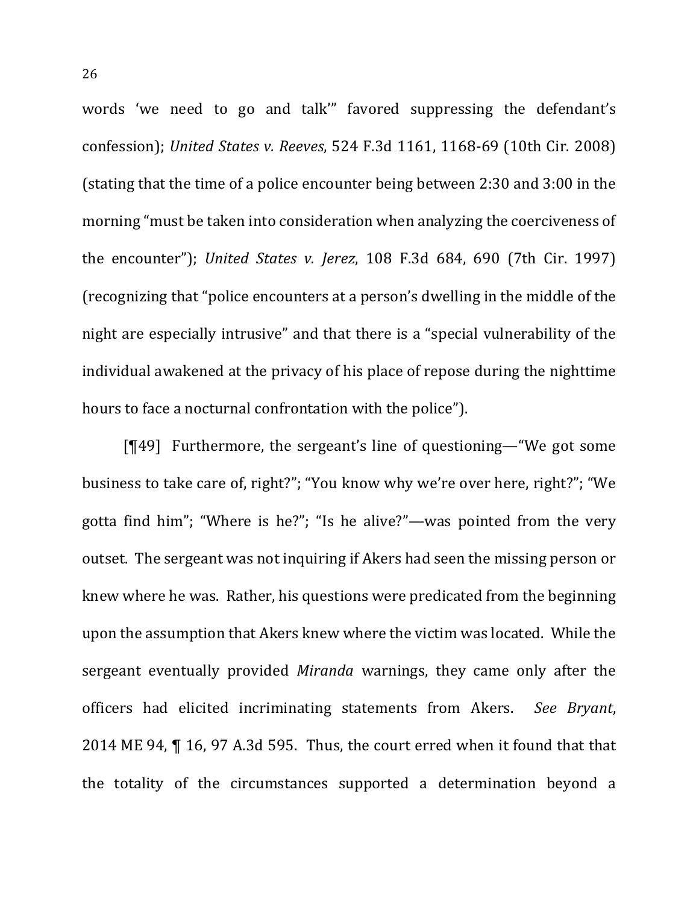words 'we need to go and talk'" favored suppressing the defendant's confession); *United States v. Reeves*, 524 F.3d 1161, 1168-69 (10th Cir. 2008) (stating that the time of a police encounter being between 2:30 and 3:00 in the morning "must be taken into consideration when analyzing the coerciveness of the encounter"); *United States v. Jerez*, 108 F.3d 684, 690 (7th Cir. 1997) (recognizing that "police encounters at a person's dwelling in the middle of the night are especially intrusive" and that there is a "special vulnerability of the individual awakened at the privacy of his place of repose during the nighttime hours to face a nocturnal confrontation with the police").

[¶49] Furthermore, the sergeant's line of questioning—"We got some business to take care of, right?"; "You know why we're over here, right?"; "We gotta find him"; "Where is he?"; "Is he alive?"—was pointed from the very outset. The sergeant was not inquiring if Akers had seen the missing person or knew where he was. Rather, his questions were predicated from the beginning upon the assumption that Akers knew where the victim was located. While the sergeant eventually provided *Miranda* warnings, they came only after the officers had elicited incriminating statements from Akers. *See Bryant*, 2014 ME 94, ¶ 16, 97 A.3d 595. Thus, the court erred when it found that that the totality of the circumstances supported a determination beyond a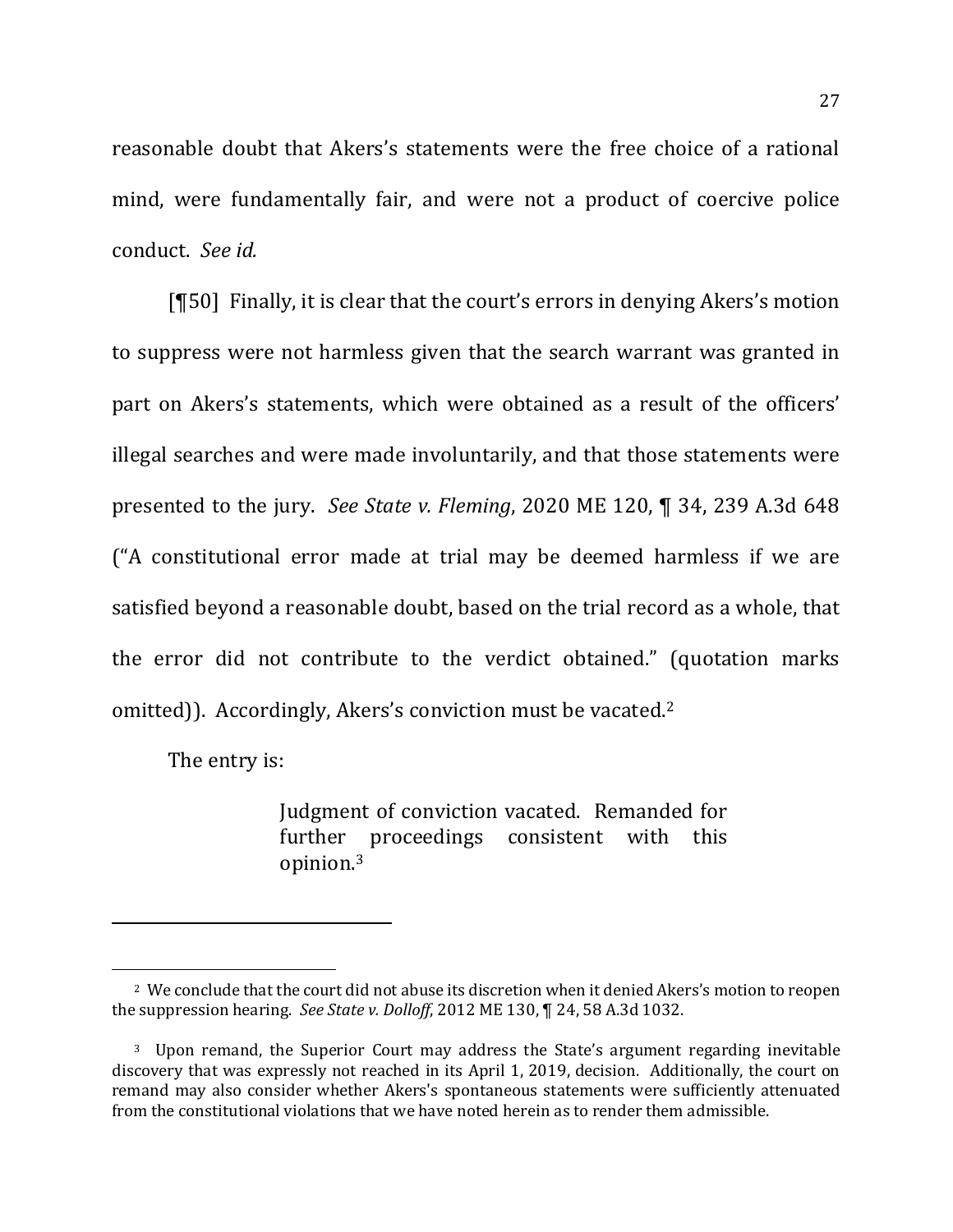reasonable doubt that Akers's statements were the free choice of a rational mind, were fundamentally fair, and were not a product of coercive police conduct. *See id.*

[¶50] Finally, it is clear that the court's errors in denying Akers's motion to suppress were not harmless given that the search warrant was granted in part on Akers's statements, which were obtained as a result of the officers' illegal searches and were made involuntarily, and that those statements were presented to the jury. *See State v. Fleming*, 2020 ME 120, ¶ 34, 239 A.3d 648 ("A constitutional error made at trial may be deemed harmless if we are satisfied beyond a reasonable doubt, based on the trial record as a whole, that the error did not contribute to the verdict obtained." (quotation marks omitted)). Accordingly, Akers's conviction must be vacated.[2]

The entry is:

> Judgment of conviction vacated. Remanded for further proceedings consistent with this opinion.[3]

---

[2] We conclude that the court did not abuse its discretion when it denied Akers's motion to reopen the suppression hearing. *See State v. Dolloff*, 2012 ME 130, ¶ 24, 58 A.3d 1032.

[3] Upon remand, the Superior Court may address the State's argument regarding inevitable discovery that was expressly not reached in its April 1, 2019, decision. Additionally, the court on remand may also consider whether Akers's spontaneous statements were sufficiently attenuated from the constitutional violations that we have noted herein as to render them admissible.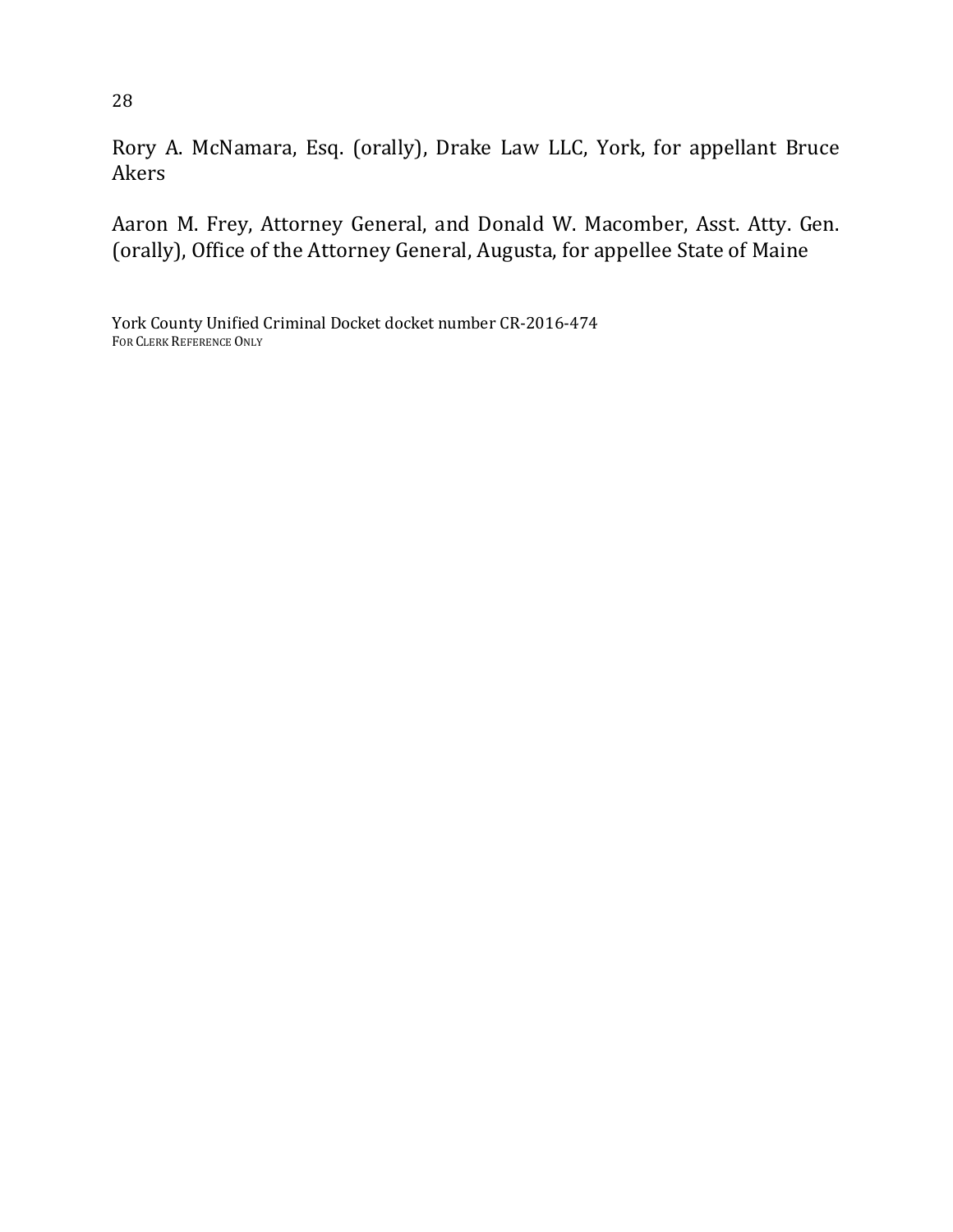Rory A. McNamara, Esq. (orally), Drake Law LLC, York, for appellant Bruce Akers

Aaron M. Frey, Attorney General, and Donald W. Macomber, Asst. Atty. Gen. (orally), Office of the Attorney General, Augusta, for appellee State of Maine

York County Unified Criminal Docket docket number CR-2016-474
FOR CLERK REFERENCE ONLY